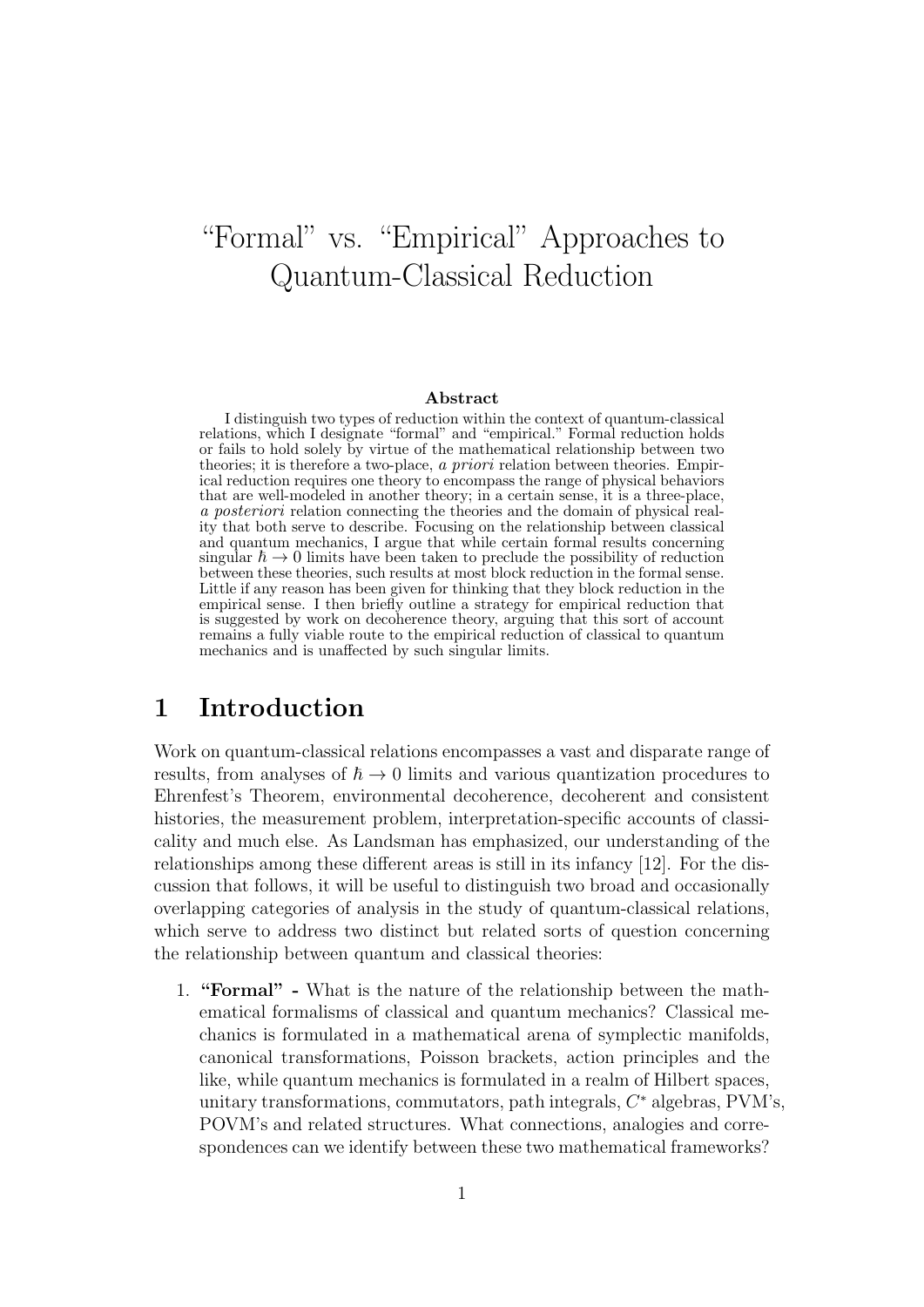# "Formal" vs. "Empirical" Approaches to Quantum-Classical Reduction

### Abstract

I distinguish two types of reduction within the context of quantum-classical relations, which I designate "formal" and "empirical." Formal reduction holds or fails to hold solely by virtue of the mathematical relationship between two theories; it is therefore a two-place, *a priori* relation between theories. Empirical reduction requires one theory to encompass the range of physical behaviors that are well-modeled in another theory; in a certain sense, it is a three-place, *a posteriori* relation connecting the theories and the domain of physical reality that both serve to describe. Focusing on the relationship between classical and quantum mechanics, I argue that while certain formal results concerning singular $\hbar \to 0$ limits have been taken to preclude the possibility of reduction between these theories, such results at most block reduction in the formal sense. Little if any reason has been given for thinking that they block reduction in the empirical sense. I then briefly outline a strategy for empirical reduction that is suggested by work on decoherence theory, arguing that this sort of account remains a fully viable route to the empirical reduction of classical to quantum mechanics and is unaffected by such singular limits.

## 1 Introduction

Work on quantum-classical relations encompasses a vast and disparate range of results, from analyses of $\hbar \to 0$ limits and various quantization procedures to Ehrenfest's Theorem, environmental decoherence, decoherent and consistent histories, the measurement problem, interpretation-specific accounts of classicality and much else. As Landsman has emphasized, our understanding of the relationships among these different areas is still in its infancy [12]. For the discussion that follows, it will be useful to distinguish two broad and occasionally overlapping categories of analysis in the study of quantum-classical relations, which serve to address two distinct but related sorts of question concerning the relationship between quantum and classical theories:

1. **"Formal" -** What is the nature of the relationship between the mathematical formalisms of classical and quantum mechanics? Classical mechanics is formulated in a mathematical arena of symplectic manifolds, canonical transformations, Poisson brackets, action principles and the like, while quantum mechanics is formulated in a realm of Hilbert spaces, unitary transformations, commutators, path integrals, $C^*$ algebras, PVM's, POVM's and related structures. What connections, analogies and correspondences can we identify between these two mathematical frameworks?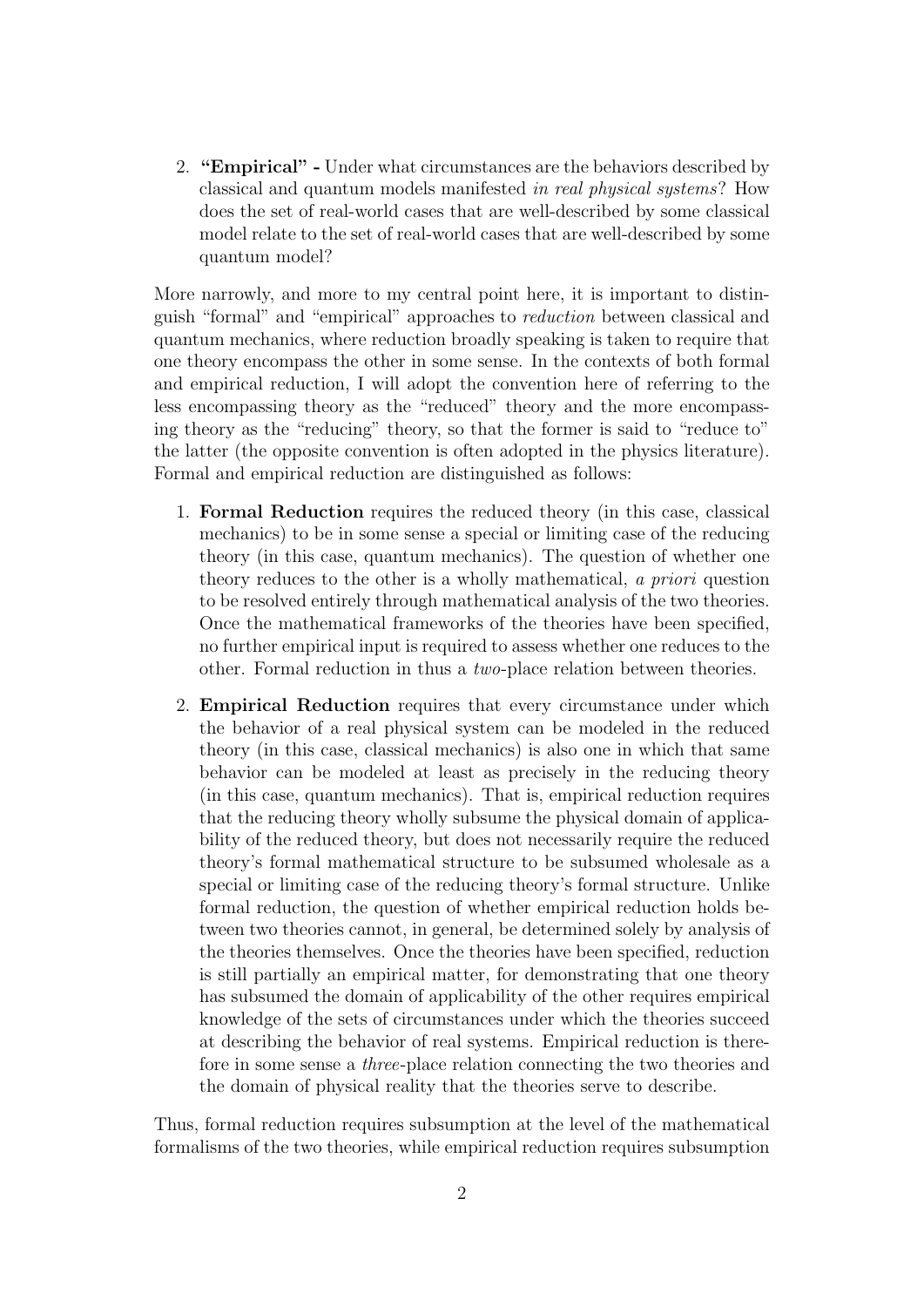2. **"Empirical" -** Under what circumstances are the behaviors described by classical and quantum models manifested *in real physical systems*? How does the set of real-world cases that are well-described by some classical model relate to the set of real-world cases that are well-described by some quantum model?

More narrowly, and more to my central point here, it is important to distinguish "formal" and "empirical" approaches to *reduction* between classical and quantum mechanics, where reduction broadly speaking is taken to require that one theory encompass the other in some sense. In the contexts of both formal and empirical reduction, I will adopt the convention here of referring to the less encompassing theory as the "reduced" theory and the more encompassing theory as the "reducing" theory, so that the former is said to "reduce to" the latter (the opposite convention is often adopted in the physics literature). Formal and empirical reduction are distinguished as follows:

1. **Formal Reduction** requires the reduced theory (in this case, classical mechanics) to be in some sense a special or limiting case of the reducing theory (in this case, quantum mechanics). The question of whether one theory reduces to the other is a wholly mathematical, *a priori* question to be resolved entirely through mathematical analysis of the two theories. Once the mathematical frameworks of the theories have been specified, no further empirical input is required to assess whether one reduces to the other. Formal reduction in thus a *two*-place relation between theories.

2. **Empirical Reduction** requires that every circumstance under which the behavior of a real physical system can be modeled in the reduced theory (in this case, classical mechanics) is also one in which that same behavior can be modeled at least as precisely in the reducing theory (in this case, quantum mechanics). That is, empirical reduction requires that the reducing theory wholly subsume the physical domain of applicability of the reduced theory, but does not necessarily require the reduced theory's formal mathematical structure to be subsumed wholesale as a special or limiting case of the reducing theory's formal structure. Unlike formal reduction, the question of whether empirical reduction holds between two theories cannot, in general, be determined solely by analysis of the theories themselves. Once the theories have been specified, reduction is still partially an empirical matter, for demonstrating that one theory has subsumed the domain of applicability of the other requires empirical knowledge of the sets of circumstances under which the theories succeed at describing the behavior of real systems. Empirical reduction is therefore in some sense a *three*-place relation connecting the two theories and the domain of physical reality that the theories serve to describe.

Thus, formal reduction requires subsumption at the level of the mathematical formalisms of the two theories, while empirical reduction requires subsumption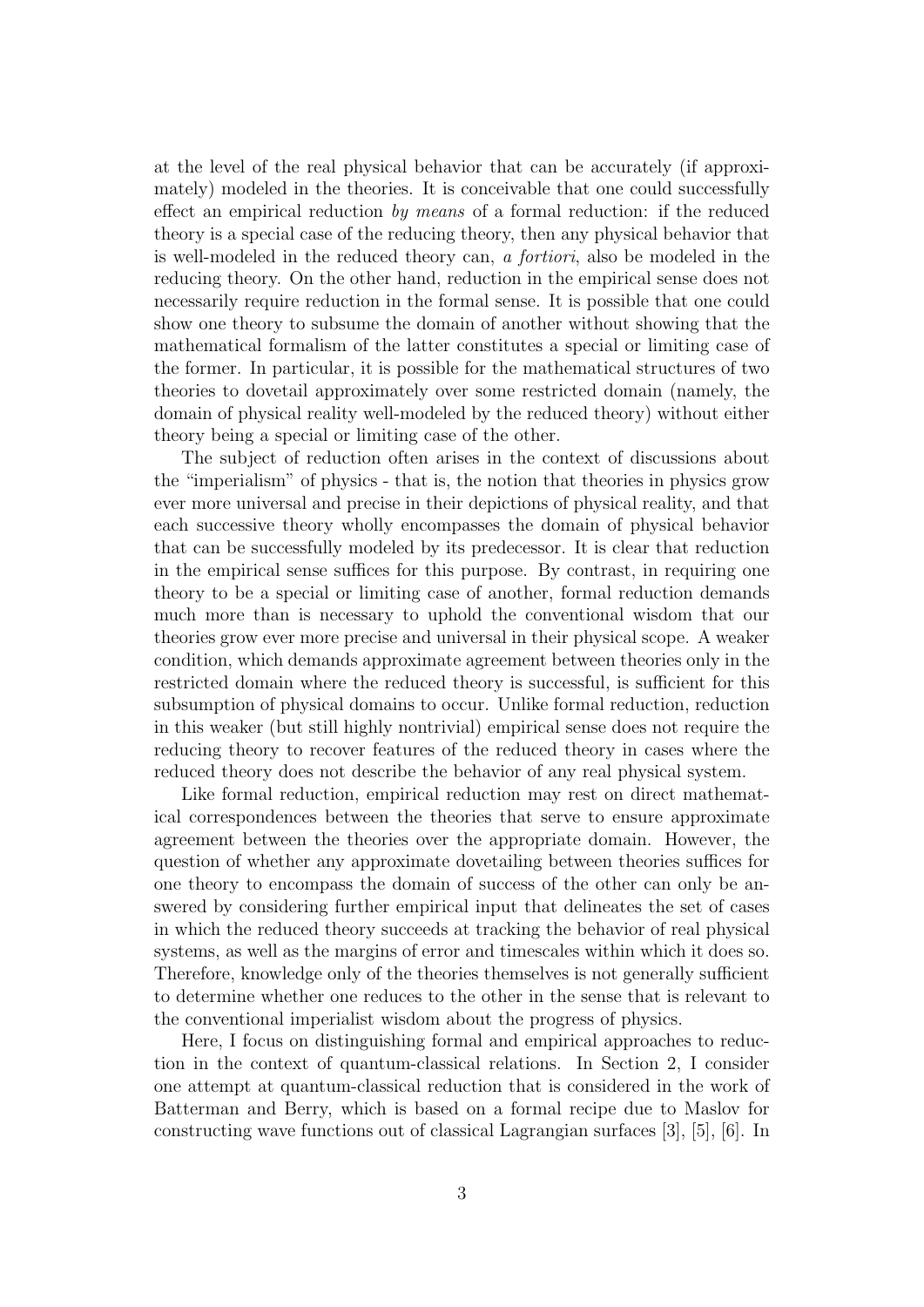at the level of the real physical behavior that can be accurately (if approximately) modeled in the theories. It is conceivable that one could successfully effect an empirical reduction *by means* of a formal reduction: if the reduced theory is a special case of the reducing theory, then any physical behavior that is well-modeled in the reduced theory can, *a fortiori*, also be modeled in the reducing theory. On the other hand, reduction in the empirical sense does not necessarily require reduction in the formal sense. It is possible that one could show one theory to subsume the domain of another without showing that the mathematical formalism of the latter constitutes a special or limiting case of the former. In particular, it is possible for the mathematical structures of two theories to dovetail approximately over some restricted domain (namely, the domain of physical reality well-modeled by the reduced theory) without either theory being a special or limiting case of the other.

The subject of reduction often arises in the context of discussions about the "imperialism" of physics - that is, the notion that theories in physics grow ever more universal and precise in their depictions of physical reality, and that each successive theory wholly encompasses the domain of physical behavior that can be successfully modeled by its predecessor. It is clear that reduction in the empirical sense suffices for this purpose. By contrast, in requiring one theory to be a special or limiting case of another, formal reduction demands much more than is necessary to uphold the conventional wisdom that our theories grow ever more precise and universal in their physical scope. A weaker condition, which demands approximate agreement between theories only in the restricted domain where the reduced theory is successful, is sufficient for this subsumption of physical domains to occur. Unlike formal reduction, reduction in this weaker (but still highly nontrivial) empirical sense does not require the reducing theory to recover features of the reduced theory in cases where the reduced theory does not describe the behavior of any real physical system.

Like formal reduction, empirical reduction may rest on direct mathematical correspondences between the theories that serve to ensure approximate agreement between the theories over the appropriate domain. However, the question of whether any approximate dovetailing between theories suffices for one theory to encompass the domain of success of the other can only be answered by considering further empirical input that delineates the set of cases in which the reduced theory succeeds at tracking the behavior of real physical systems, as well as the margins of error and timescales within which it does so. Therefore, knowledge only of the theories themselves is not generally sufficient to determine whether one reduces to the other in the sense that is relevant to the conventional imperialist wisdom about the progress of physics.

Here, I focus on distinguishing formal and empirical approaches to reduction in the context of quantum-classical relations. In Section 2, I consider one attempt at quantum-classical reduction that is considered in the work of Batterman and Berry, which is based on a formal recipe due to Maslov for constructing wave functions out of classical Lagrangian surfaces [3], [5], [6]. In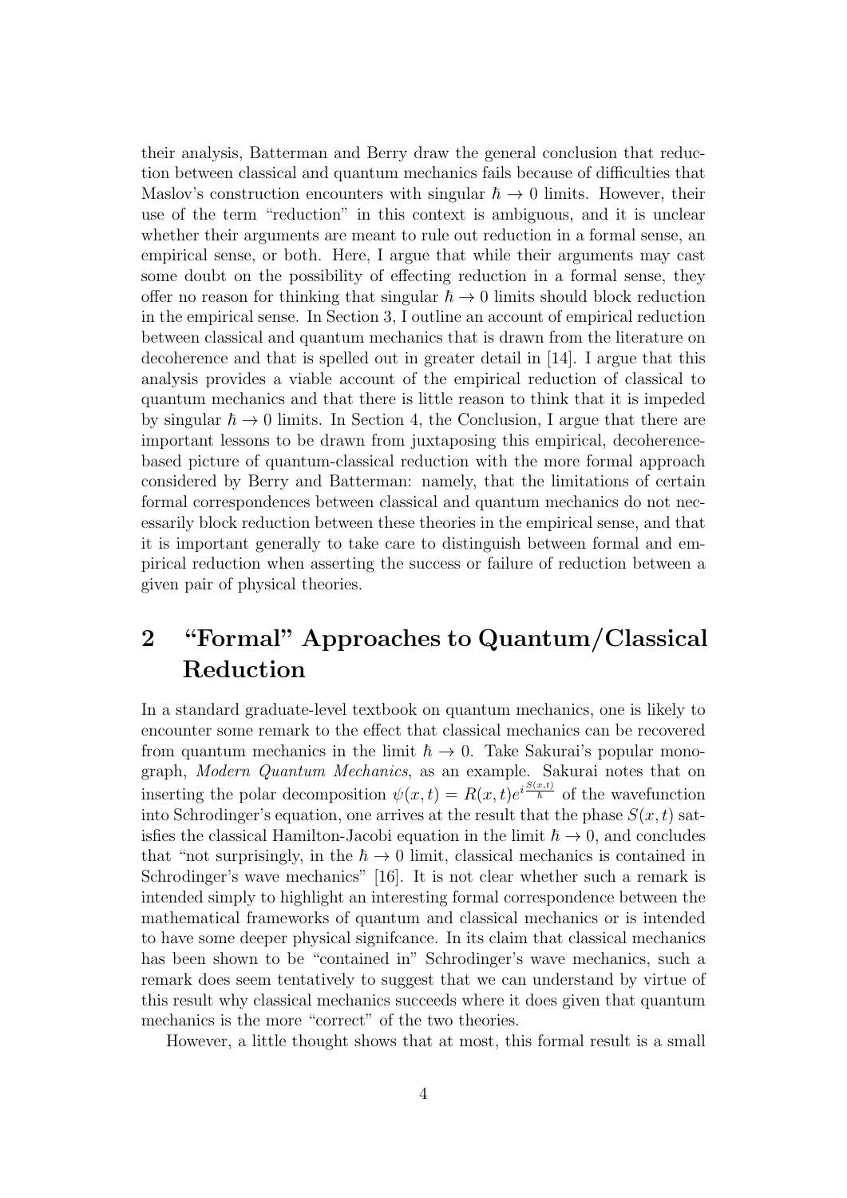their analysis, Batterman and Berry draw the general conclusion that reduction between classical and quantum mechanics fails because of difficulties that Maslov's construction encounters with singular $\hbar \to 0$ limits. However, their use of the term "reduction" in this context is ambiguous, and it is unclear whether their arguments are meant to rule out reduction in a formal sense, an empirical sense, or both. Here, I argue that while their arguments may cast some doubt on the possibility of effecting reduction in a formal sense, they offer no reason for thinking that singular $\hbar \to 0$ limits should block reduction in the empirical sense. In Section 3, I outline an account of empirical reduction between classical and quantum mechanics that is drawn from the literature on decoherence and that is spelled out in greater detail in [14]. I argue that this analysis provides a viable account of the empirical reduction of classical to quantum mechanics and that there is little reason to think that it is impeded by singular $\hbar \to 0$ limits. In Section 4, the Conclusion, I argue that there are important lessons to be drawn from juxtaposing this empirical, decoherence-based picture of quantum-classical reduction with the more formal approach considered by Berry and Batterman: namely, that the limitations of certain formal correspondences between classical and quantum mechanics do not necessarily block reduction between these theories in the empirical sense, and that it is important generally to take care to distinguish between formal and empirical reduction when asserting the success or failure of reduction between a given pair of physical theories.

## 2 "Formal" Approaches to Quantum/Classical Reduction

In a standard graduate-level textbook on quantum mechanics, one is likely to encounter some remark to the effect that classical mechanics can be recovered from quantum mechanics in the limit $\hbar \to 0$. Take Sakurai's popular monograph, *Modern Quantum Mechanics*, as an example. Sakurai notes that on inserting the polar decomposition $\psi(x,t) = R(x,t)e^{i\frac{S(x,t)}{\hbar}}$ of the wavefunction into Schrodinger's equation, one arrives at the result that the phase $S(x,t)$ satisfies the classical Hamilton-Jacobi equation in the limit $\hbar \to 0$, and concludes that "not surprisingly, in the $\hbar \to 0$ limit, classical mechanics is contained in Schrodinger's wave mechanics" [16]. It is not clear whether such a remark is intended simply to highlight an interesting formal correspondence between the mathematical frameworks of quantum and classical mechanics or is intended to have some deeper physical signifcance. In its claim that classical mechanics has been shown to be "contained in" Schrodinger's wave mechanics, such a remark does seem tentatively to suggest that we can understand by virtue of this result why classical mechanics succeeds where it does given that quantum mechanics is the more "correct" of the two theories.

However, a little thought shows that at most, this formal result is a small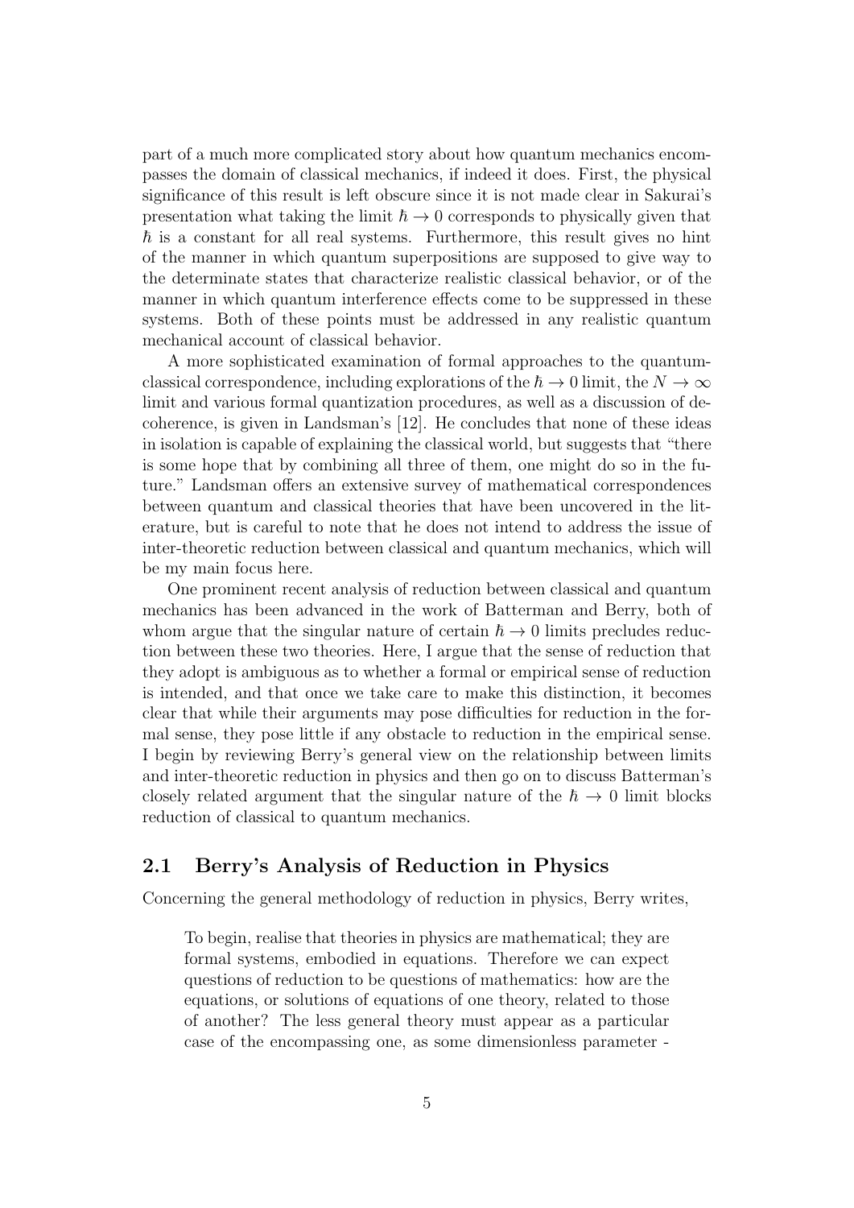part of a much more complicated story about how quantum mechanics encompasses the domain of classical mechanics, if indeed it does. First, the physical significance of this result is left obscure since it is not made clear in Sakurai's presentation what taking the limit $\hbar \to 0$ corresponds to physically given that $\hbar$ is a constant for all real systems. Furthermore, this result gives no hint of the manner in which quantum superpositions are supposed to give way to the determinate states that characterize realistic classical behavior, or of the manner in which quantum interference effects come to be suppressed in these systems. Both of these points must be addressed in any realistic quantum mechanical account of classical behavior.

A more sophisticated examination of formal approaches to the quantum-classical correspondence, including explorations of the $\hbar \to 0$ limit, the $N \to \infty$ limit and various formal quantization procedures, as well as a discussion of decoherence, is given in Landsman's [12]. He concludes that none of these ideas in isolation is capable of explaining the classical world, but suggests that "there is some hope that by combining all three of them, one might do so in the future." Landsman offers an extensive survey of mathematical correspondences between quantum and classical theories that have been uncovered in the literature, but is careful to note that he does not intend to address the issue of inter-theoretic reduction between classical and quantum mechanics, which will be my main focus here.

One prominent recent analysis of reduction between classical and quantum mechanics has been advanced in the work of Batterman and Berry, both of whom argue that the singular nature of certain $\hbar \to 0$ limits precludes reduction between these two theories. Here, I argue that the sense of reduction that they adopt is ambiguous as to whether a formal or empirical sense of reduction is intended, and that once we take care to make this distinction, it becomes clear that while their arguments may pose difficulties for reduction in the formal sense, they pose little if any obstacle to reduction in the empirical sense. I begin by reviewing Berry's general view on the relationship between limits and inter-theoretic reduction in physics and then go on to discuss Batterman's closely related argument that the singular nature of the $\hbar \to 0$ limit blocks reduction of classical to quantum mechanics.

## 2.1 Berry's Analysis of Reduction in Physics

Concerning the general methodology of reduction in physics, Berry writes,

> To begin, realise that theories in physics are mathematical; they are formal systems, embodied in equations. Therefore we can expect questions of reduction to be questions of mathematics: how are the equations, or solutions of equations of one theory, related to those of another? The less general theory must appear as a particular case of the encompassing one, as some dimensionless parameter -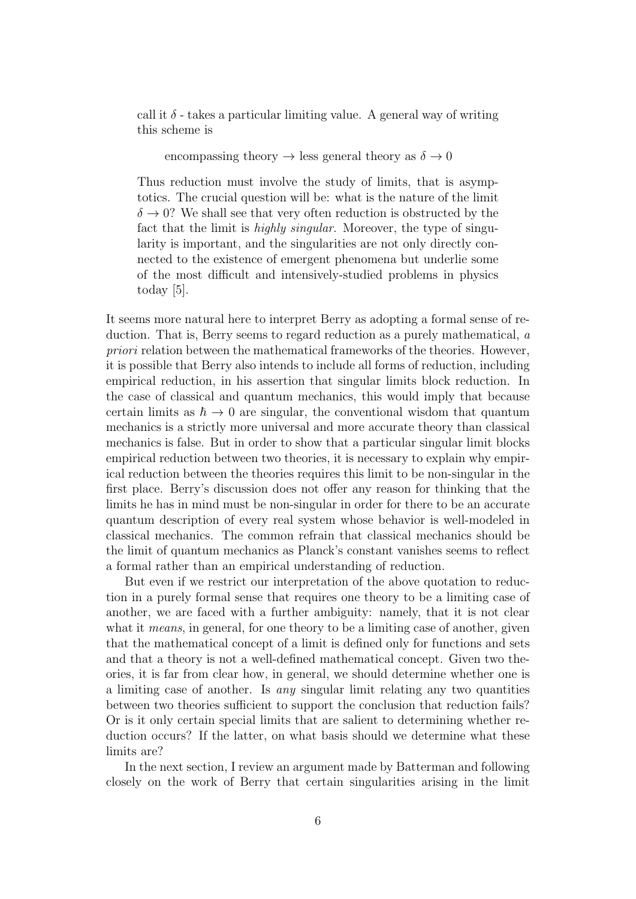> call it $\delta$ - takes a particular limiting value. A general way of writing this scheme is
>
> encompassing theory $\rightarrow$ less general theory as $\delta \rightarrow 0$
>
> Thus reduction must involve the study of limits, that is asymptotics. The crucial question will be: what is the nature of the limit $\delta \rightarrow 0$? We shall see that very often reduction is obstructed by the fact that the limit is *highly singular*. Moreover, the type of singularity is important, and the singularities are not only directly connected to the existence of emergent phenomena but underlie some of the most difficult and intensively-studied problems in physics today [5].

It seems more natural here to interpret Berry as adopting a formal sense of reduction. That is, Berry seems to regard reduction as a purely mathematical, *a priori* relation between the mathematical frameworks of the theories. However, it is possible that Berry also intends to include all forms of reduction, including empirical reduction, in his assertion that singular limits block reduction. In the case of classical and quantum mechanics, this would imply that because certain limits as $\hbar \rightarrow 0$ are singular, the conventional wisdom that quantum mechanics is a strictly more universal and more accurate theory than classical mechanics is false. But in order to show that a particular singular limit blocks empirical reduction between two theories, it is necessary to explain why empirical reduction between the theories requires this limit to be non-singular in the first place. Berry's discussion does not offer any reason for thinking that the limits he has in mind must be non-singular in order for there to be an accurate quantum description of every real system whose behavior is well-modeled in classical mechanics. The common refrain that classical mechanics should be the limit of quantum mechanics as Planck's constant vanishes seems to reflect a formal rather than an empirical understanding of reduction.

But even if we restrict our interpretation of the above quotation to reduction in a purely formal sense that requires one theory to be a limiting case of another, we are faced with a further ambiguity: namely, that it is not clear what it *means*, in general, for one theory to be a limiting case of another, given that the mathematical concept of a limit is defined only for functions and sets and that a theory is not a well-defined mathematical concept. Given two theories, it is far from clear how, in general, we should determine whether one is a limiting case of another. Is *any* singular limit relating any two quantities between two theories sufficient to support the conclusion that reduction fails? Or is it only certain special limits that are salient to determining whether reduction occurs? If the latter, on what basis should we determine what these limits are?

In the next section, I review an argument made by Batterman and following closely on the work of Berry that certain singularities arising in the limit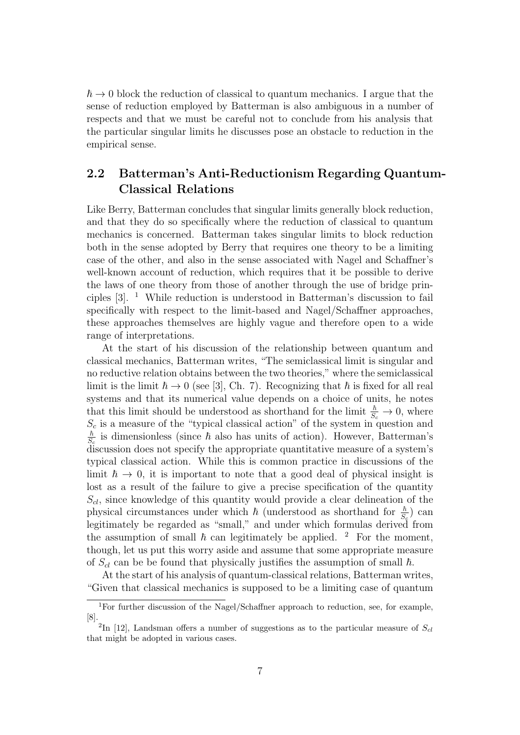$\hbar \to 0$ block the reduction of classical to quantum mechanics. I argue that the sense of reduction employed by Batterman is also ambiguous in a number of respects and that we must be careful not to conclude from his analysis that the particular singular limits he discusses pose an obstacle to reduction in the empirical sense.

## 2.2 Batterman's Anti-Reductionism Regarding Quantum-Classical Relations

Like Berry, Batterman concludes that singular limits generally block reduction, and that they do so specifically where the reduction of classical to quantum mechanics is concerned. Batterman takes singular limits to block reduction both in the sense adopted by Berry that requires one theory to be a limiting case of the other, and also in the sense associated with Nagel and Schaffner's well-known account of reduction, which requires that it be possible to derive the laws of one theory from those of another through the use of bridge principles [3]. [1] While reduction is understood in Batterman's discussion to fail specifically with respect to the limit-based and Nagel/Schaffner approaches, these approaches themselves are highly vague and therefore open to a wide range of interpretations.

At the start of his discussion of the relationship between quantum and classical mechanics, Batterman writes, "The semiclassical limit is singular and no reductive relation obtains between the two theories," where the semiclassical limit is the limit $\hbar \to 0$ (see [3], Ch. 7). Recognizing that $\hbar$ is fixed for all real systems and that its numerical value depends on a choice of units, he notes that this limit should be understood as shorthand for the limit $\frac{\hbar}{S_c} \to 0$, where $S_c$ is a measure of the "typical classical action" of the system in question and $\frac{\hbar}{S_c}$ is dimensionless (since $\hbar$ also has units of action). However, Batterman's discussion does not specify the appropriate quantitative measure of a system's typical classical action. While this is common practice in discussions of the limit $\hbar \to 0$, it is important to note that a good deal of physical insight is lost as a result of the failure to give a precise specification of the quantity $S_{cl}$, since knowledge of this quantity would provide a clear delineation of the physical circumstances under which $\hbar$ (understood as shorthand for $\frac{\hbar}{S_c}$) can legitimately be regarded as "small," and under which formulas derived from the assumption of small $\hbar$ can legitimately be applied. [2] For the moment, though, let us put this worry aside and assume that some appropriate measure of $S_{cl}$ can be be found that physically justifies the assumption of small $\hbar$.

At the start of his analysis of quantum-classical relations, Batterman writes, "Given that classical mechanics is supposed to be a limiting case of quantum

[1] For further discussion of the Nagel/Schaffner approach to reduction, see, for example, [8].

[2] In [12], Landsman offers a number of suggestions as to the particular measure of $S_{cl}$ that might be adopted in various cases.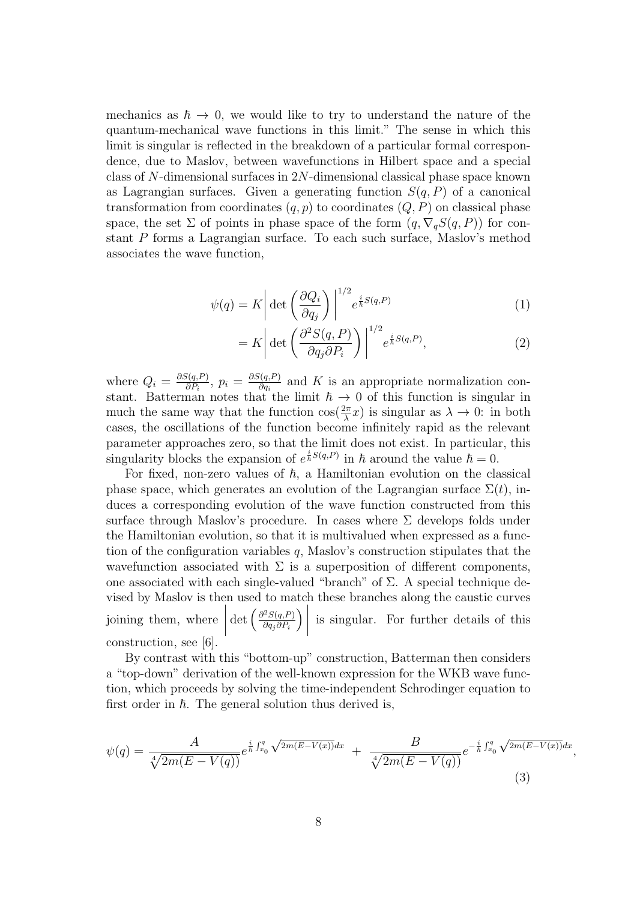mechanics as $\hbar \to 0$, we would like to try to understand the nature of the quantum-mechanical wave functions in this limit." The sense in which this limit is singular is reflected in the breakdown of a particular formal correspondence, due to Maslov, between wavefunctions in Hilbert space and a special class of $N$-dimensional surfaces in $2N$-dimensional classical phase space known as Lagrangian surfaces. Given a generating function $S(q, P)$ of a canonical transformation from coordinates $(q, p)$ to coordinates $(Q, P)$ on classical phase space, the set $\Sigma$ of points in phase space of the form $(q, \nabla_q S(q, P))$ for constant $P$ forms a Lagrangian surface. To each such surface, Maslov's method associates the wave function,

$$\psi(q) = K \left| \det\left(\frac{\partial Q_i}{\partial q_j}\right) \right|^{1/2} e^{\frac{i}{\hbar}S(q,P)} \tag{1}$$

$$= K \left| \det\left(\frac{\partial^2 S(q,P)}{\partial q_j \partial P_i}\right) \right|^{1/2} e^{\frac{i}{\hbar}S(q,P)}, \tag{2}$$

where $Q_i = \frac{\partial S(q,P)}{\partial P_i}$, $p_i = \frac{\partial S(q,P)}{\partial q_i}$ and $K$ is an appropriate normalization constant. Batterman notes that the limit $\hbar \to 0$ of this function is singular in much the same way that the function $\cos(\frac{2\pi}{\lambda}x)$ is singular as $\lambda \to 0$: in both cases, the oscillations of the function become infinitely rapid as the relevant parameter approaches zero, so that the limit does not exist. In particular, this singularity blocks the expansion of $e^{\frac{i}{\hbar}S(q,P)}$ in $\hbar$ around the value $\hbar = 0$.

For fixed, non-zero values of $\hbar$, a Hamiltonian evolution on the classical phase space, which generates an evolution of the Lagrangian surface $\Sigma(t)$, induces a corresponding evolution of the wave function constructed from this surface through Maslov's procedure. In cases where $\Sigma$ develops folds under the Hamiltonian evolution, so that it is multivalued when expressed as a function of the configuration variables $q$, Maslov's construction stipulates that the wavefunction associated with $\Sigma$ is a superposition of different components, one associated with each single-valued "branch" of $\Sigma$. A special technique devised by Maslov is then used to match these branches along the caustic curves joining them, where $\left| \det\left(\frac{\partial^2 S(q,P)}{\partial q_j \partial P_i}\right) \right|$ is singular. For further details of this construction, see [6].

By contrast with this "bottom-up" construction, Batterman then considers a "top-down" derivation of the well-known expression for the WKB wave function, which proceeds by solving the time-independent Schrodinger equation to first order in $\hbar$. The general solution thus derived is,

$$\psi(q) = \frac{A}{\sqrt[4]{2m(E - V(q))}} e^{\frac{i}{\hbar}\int_{x_0}^{q} \sqrt{2m(E-V(x))}dx} \; + \; \frac{B}{\sqrt[4]{2m(E - V(q))}} e^{-\frac{i}{\hbar}\int_{x_0}^{q} \sqrt{2m(E-V(x))}dx}, \tag{3}$$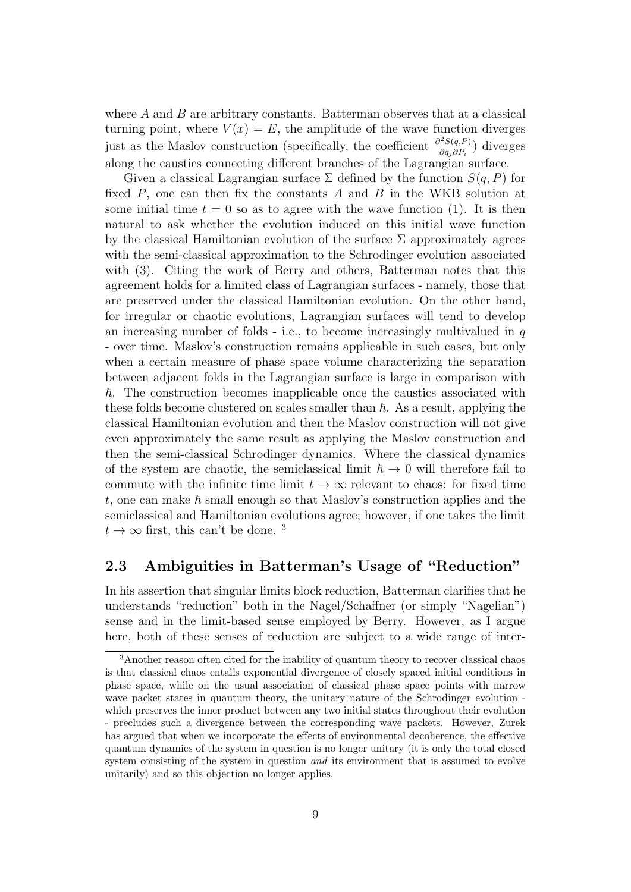where $A$ and $B$ are arbitrary constants. Batterman observes that at a classical turning point, where $V(x) = E$, the amplitude of the wave function diverges just as the Maslov construction (specifically, the coefficient $\frac{\partial^2 S(q,P)}{\partial q_j \partial P_i}$) diverges along the caustics connecting different branches of the Lagrangian surface.

Given a classical Lagrangian surface $\Sigma$ defined by the function $S(q, P)$ for fixed $P$, one can then fix the constants $A$ and $B$ in the WKB solution at some initial time $t = 0$ so as to agree with the wave function (1). It is then natural to ask whether the evolution induced on this initial wave function by the classical Hamiltonian evolution of the surface $\Sigma$ approximately agrees with the semi-classical approximation to the Schrodinger evolution associated with (3). Citing the work of Berry and others, Batterman notes that this agreement holds for a limited class of Lagrangian surfaces - namely, those that are preserved under the classical Hamiltonian evolution. On the other hand, for irregular or chaotic evolutions, Lagrangian surfaces will tend to develop an increasing number of folds - i.e., to become increasingly multivalued in $q$ - over time. Maslov's construction remains applicable in such cases, but only when a certain measure of phase space volume characterizing the separation between adjacent folds in the Lagrangian surface is large in comparison with $\hbar$. The construction becomes inapplicable once the caustics associated with these folds become clustered on scales smaller than $\hbar$. As a result, applying the classical Hamiltonian evolution and then the Maslov construction will not give even approximately the same result as applying the Maslov construction and then the semi-classical Schrodinger dynamics. Where the classical dynamics of the system are chaotic, the semiclassical limit $\hbar \to 0$ will therefore fail to commute with the infinite time limit $t \to \infty$ relevant to chaos: for fixed time $t$, one can make $\hbar$ small enough so that Maslov's construction applies and the semiclassical and Hamiltonian evolutions agree; however, if one takes the limit $t \to \infty$ first, this can't be done. [3]

## 2.3 Ambiguities in Batterman's Usage of "Reduction"

In his assertion that singular limits block reduction, Batterman clarifies that he understands "reduction" both in the Nagel/Schaffner (or simply "Nagelian") sense and in the limit-based sense employed by Berry. However, as I argue here, both of these senses of reduction are subject to a wide range of inter-

[3] Another reason often cited for the inability of quantum theory to recover classical chaos is that classical chaos entails exponential divergence of closely spaced initial conditions in phase space, while on the usual association of classical phase space points with narrow wave packet states in quantum theory, the unitary nature of the Schrodinger evolution - which preserves the inner product between any two initial states throughout their evolution - precludes such a divergence between the corresponding wave packets. However, Zurek has argued that when we incorporate the effects of environmental decoherence, the effective quantum dynamics of the system in question is no longer unitary (it is only the total closed system consisting of the system in question *and* its environment that is assumed to evolve unitarily) and so this objection no longer applies.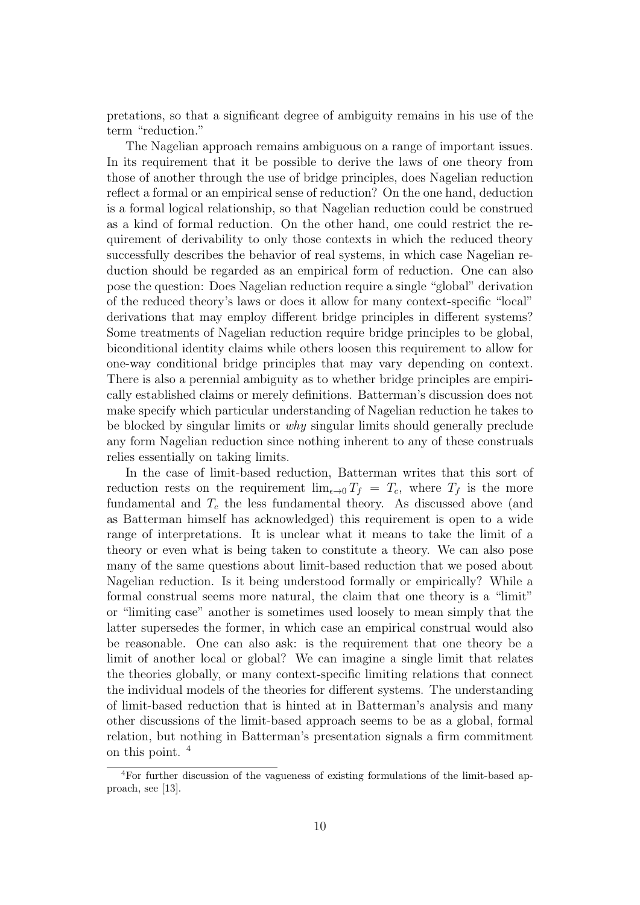pretations, so that a significant degree of ambiguity remains in his use of the term "reduction."

The Nagelian approach remains ambiguous on a range of important issues. In its requirement that it be possible to derive the laws of one theory from those of another through the use of bridge principles, does Nagelian reduction reflect a formal or an empirical sense of reduction? On the one hand, deduction is a formal logical relationship, so that Nagelian reduction could be construed as a kind of formal reduction. On the other hand, one could restrict the requirement of derivability to only those contexts in which the reduced theory successfully describes the behavior of real systems, in which case Nagelian reduction should be regarded as an empirical form of reduction. One can also pose the question: Does Nagelian reduction require a single "global" derivation of the reduced theory's laws or does it allow for many context-specific "local" derivations that may employ different bridge principles in different systems? Some treatments of Nagelian reduction require bridge principles to be global, biconditional identity claims while others loosen this requirement to allow for one-way conditional bridge principles that may vary depending on context. There is also a perennial ambiguity as to whether bridge principles are empirically established claims or merely definitions. Batterman's discussion does not make specify which particular understanding of Nagelian reduction he takes to be blocked by singular limits or *why* singular limits should generally preclude any form Nagelian reduction since nothing inherent to any of these construals relies essentially on taking limits.

In the case of limit-based reduction, Batterman writes that this sort of reduction rests on the requirement $\lim_{\epsilon \to 0} T_f = T_c$, where $T_f$ is the more fundamental and $T_c$ the less fundamental theory. As discussed above (and as Batterman himself has acknowledged) this requirement is open to a wide range of interpretations. It is unclear what it means to take the limit of a theory or even what is being taken to constitute a theory. We can also pose many of the same questions about limit-based reduction that we posed about Nagelian reduction. Is it being understood formally or empirically? While a formal construal seems more natural, the claim that one theory is a "limit" or "limiting case" another is sometimes used loosely to mean simply that the latter supersedes the former, in which case an empirical construal would also be reasonable. One can also ask: is the requirement that one theory be a limit of another local or global? We can imagine a single limit that relates the theories globally, or many context-specific limiting relations that connect the individual models of the theories for different systems. The understanding of limit-based reduction that is hinted at in Batterman's analysis and many other discussions of the limit-based approach seems to be as a global, formal relation, but nothing in Batterman's presentation signals a firm commitment on this point. [4]

[4]For further discussion of the vagueness of existing formulations of the limit-based approach, see [13].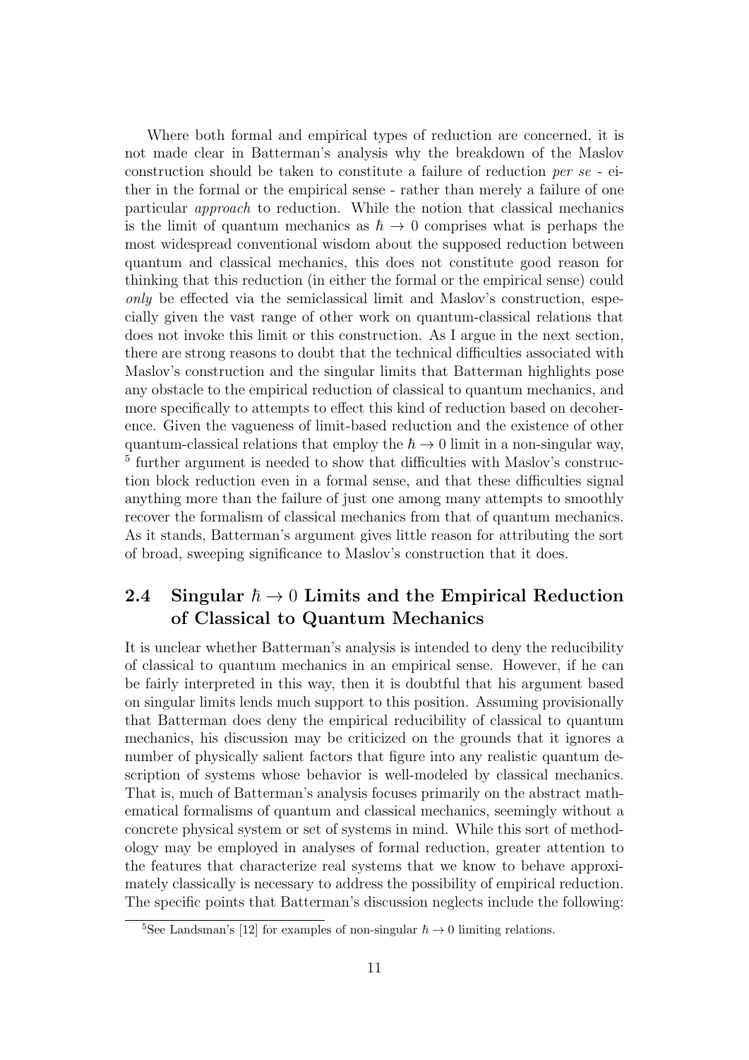Where both formal and empirical types of reduction are concerned, it is not made clear in Batterman's analysis why the breakdown of the Maslov construction should be taken to constitute a failure of reduction *per se* - either in the formal or the empirical sense - rather than merely a failure of one particular *approach* to reduction. While the notion that classical mechanics is the limit of quantum mechanics as $\hbar \rightarrow 0$ comprises what is perhaps the most widespread conventional wisdom about the supposed reduction between quantum and classical mechanics, this does not constitute good reason for thinking that this reduction (in either the formal or the empirical sense) could *only* be effected via the semiclassical limit and Maslov's construction, especially given the vast range of other work on quantum-classical relations that does not invoke this limit or this construction. As I argue in the next section, there are strong reasons to doubt that the technical difficulties associated with Maslov's construction and the singular limits that Batterman highlights pose any obstacle to the empirical reduction of classical to quantum mechanics, and more specifically to attempts to effect this kind of reduction based on decoherence. Given the vagueness of limit-based reduction and the existence of other quantum-classical relations that employ the $\hbar \rightarrow 0$ limit in a non-singular way, [5] further argument is needed to show that difficulties with Maslov's construction block reduction even in a formal sense, and that these difficulties signal anything more than the failure of just one among many attempts to smoothly recover the formalism of classical mechanics from that of quantum mechanics. As it stands, Batterman's argument gives little reason for attributing the sort of broad, sweeping significance to Maslov's construction that it does.

## 2.4 Singular $\hbar \rightarrow 0$ Limits and the Empirical Reduction of Classical to Quantum Mechanics

It is unclear whether Batterman's analysis is intended to deny the reducibility of classical to quantum mechanics in an empirical sense. However, if he can be fairly interpreted in this way, then it is doubtful that his argument based on singular limits lends much support to this position. Assuming provisionally that Batterman does deny the empirical reducibility of classical to quantum mechanics, his discussion may be criticized on the grounds that it ignores a number of physically salient factors that figure into any realistic quantum description of systems whose behavior is well-modeled by classical mechanics. That is, much of Batterman's analysis focuses primarily on the abstract mathematical formalisms of quantum and classical mechanics, seemingly without a concrete physical system or set of systems in mind. While this sort of methodology may be employed in analyses of formal reduction, greater attention to the features that characterize real systems that we know to behave approximately classically is necessary to address the possibility of empirical reduction. The specific points that Batterman's discussion neglects include the following:

[5] See Landsman's [12] for examples of non-singular $\hbar \rightarrow 0$ limiting relations.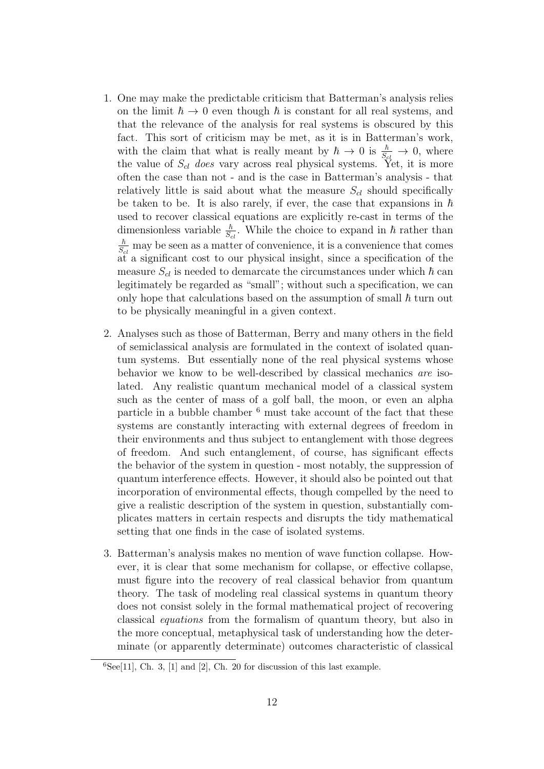1. One may make the predictable criticism that Batterman's analysis relies on the limit $\hbar \to 0$ even though $\hbar$ is constant for all real systems, and that the relevance of the analysis for real systems is obscured by this fact. This sort of criticism may be met, as it is in Batterman's work, with the claim that what is really meant by $\hbar \to 0$ is $\frac{\hbar}{S_{cl}} \to 0$, where the value of $S_{cl}$ *does* vary across real physical systems. Yet, it is more often the case than not - and is the case in Batterman's analysis - that relatively little is said about what the measure $S_{cl}$ should specifically be taken to be. It is also rarely, if ever, the case that expansions in $\hbar$ used to recover classical equations are explicitly re-cast in terms of the dimensionless variable $\frac{\hbar}{S_{cl}}$. While the choice to expand in $\hbar$ rather than $\frac{\hbar}{S_{cl}}$ may be seen as a matter of convenience, it is a convenience that comes at a significant cost to our physical insight, since a specification of the measure $S_{cl}$ is needed to demarcate the circumstances under which $\hbar$ can legitimately be regarded as "small"; without such a specification, we can only hope that calculations based on the assumption of small $\hbar$ turn out to be physically meaningful in a given context.

2. Analyses such as those of Batterman, Berry and many others in the field of semiclassical analysis are formulated in the context of isolated quantum systems. But essentially none of the real physical systems whose behavior we know to be well-described by classical mechanics *are* isolated. Any realistic quantum mechanical model of a classical system such as the center of mass of a golf ball, the moon, or even an alpha particle in a bubble chamber [6] must take account of the fact that these systems are constantly interacting with external degrees of freedom in their environments and thus subject to entanglement with those degrees of freedom. And such entanglement, of course, has significant effects the behavior of the system in question - most notably, the suppression of quantum interference effects. However, it should also be pointed out that incorporation of environmental effects, though compelled by the need to give a realistic description of the system in question, substantially complicates matters in certain respects and disrupts the tidy mathematical setting that one finds in the case of isolated systems.

3. Batterman's analysis makes no mention of wave function collapse. However, it is clear that some mechanism for collapse, or effective collapse, must figure into the recovery of real classical behavior from quantum theory. The task of modeling real classical systems in quantum theory does not consist solely in the formal mathematical project of recovering classical *equations* from the formalism of quantum theory, but also in the more conceptual, metaphysical task of understanding how the determinate (or apparently determinate) outcomes characteristic of classical

[6] See[11], Ch. 3, [1] and [2], Ch. 20 for discussion of this last example.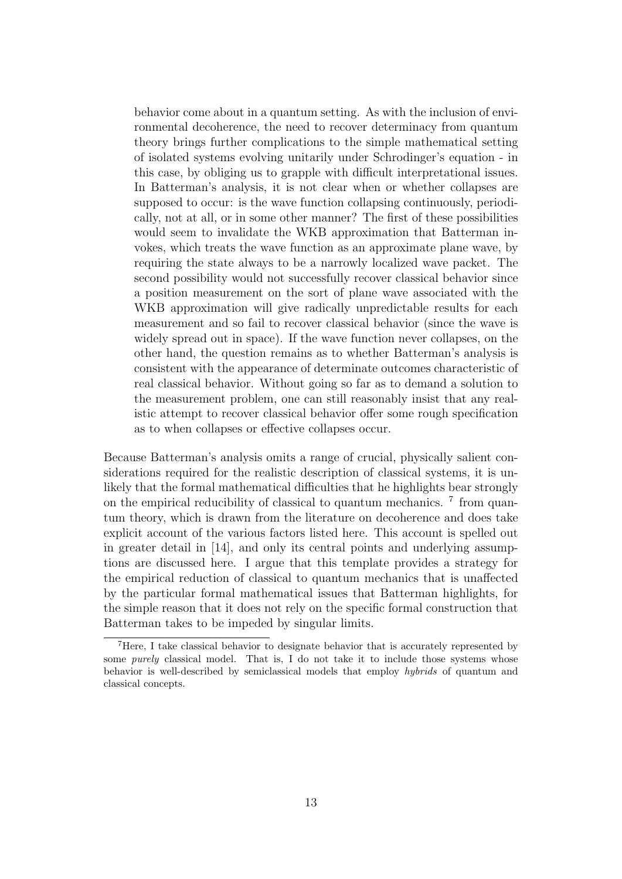behavior come about in a quantum setting. As with the inclusion of environmental decoherence, the need to recover determinacy from quantum theory brings further complications to the simple mathematical setting of isolated systems evolving unitarily under Schrodinger's equation - in this case, by obliging us to grapple with difficult interpretational issues. In Batterman's analysis, it is not clear when or whether collapses are supposed to occur: is the wave function collapsing continuously, periodically, not at all, or in some other manner? The first of these possibilities would seem to invalidate the WKB approximation that Batterman invokes, which treats the wave function as an approximate plane wave, by requiring the state always to be a narrowly localized wave packet. The second possibility would not successfully recover classical behavior since a position measurement on the sort of plane wave associated with the WKB approximation will give radically unpredictable results for each measurement and so fail to recover classical behavior (since the wave is widely spread out in space). If the wave function never collapses, on the other hand, the question remains as to whether Batterman's analysis is consistent with the appearance of determinate outcomes characteristic of real classical behavior. Without going so far as to demand a solution to the measurement problem, one can still reasonably insist that any realistic attempt to recover classical behavior offer some rough specification as to when collapses or effective collapses occur.

Because Batterman's analysis omits a range of crucial, physically salient considerations required for the realistic description of classical systems, it is unlikely that the formal mathematical difficulties that he highlights bear strongly on the empirical reducibility of classical to quantum mechanics. [7] from quantum theory, which is drawn from the literature on decoherence and does take explicit account of the various factors listed here. This account is spelled out in greater detail in [14], and only its central points and underlying assumptions are discussed here. I argue that this template provides a strategy for the empirical reduction of classical to quantum mechanics that is unaffected by the particular formal mathematical issues that Batterman highlights, for the simple reason that it does not rely on the specific formal construction that Batterman takes to be impeded by singular limits.

[7] Here, I take classical behavior to designate behavior that is accurately represented by some *purely* classical model. That is, I do not take it to include those systems whose behavior is well-described by semiclassical models that employ *hybrids* of quantum and classical concepts.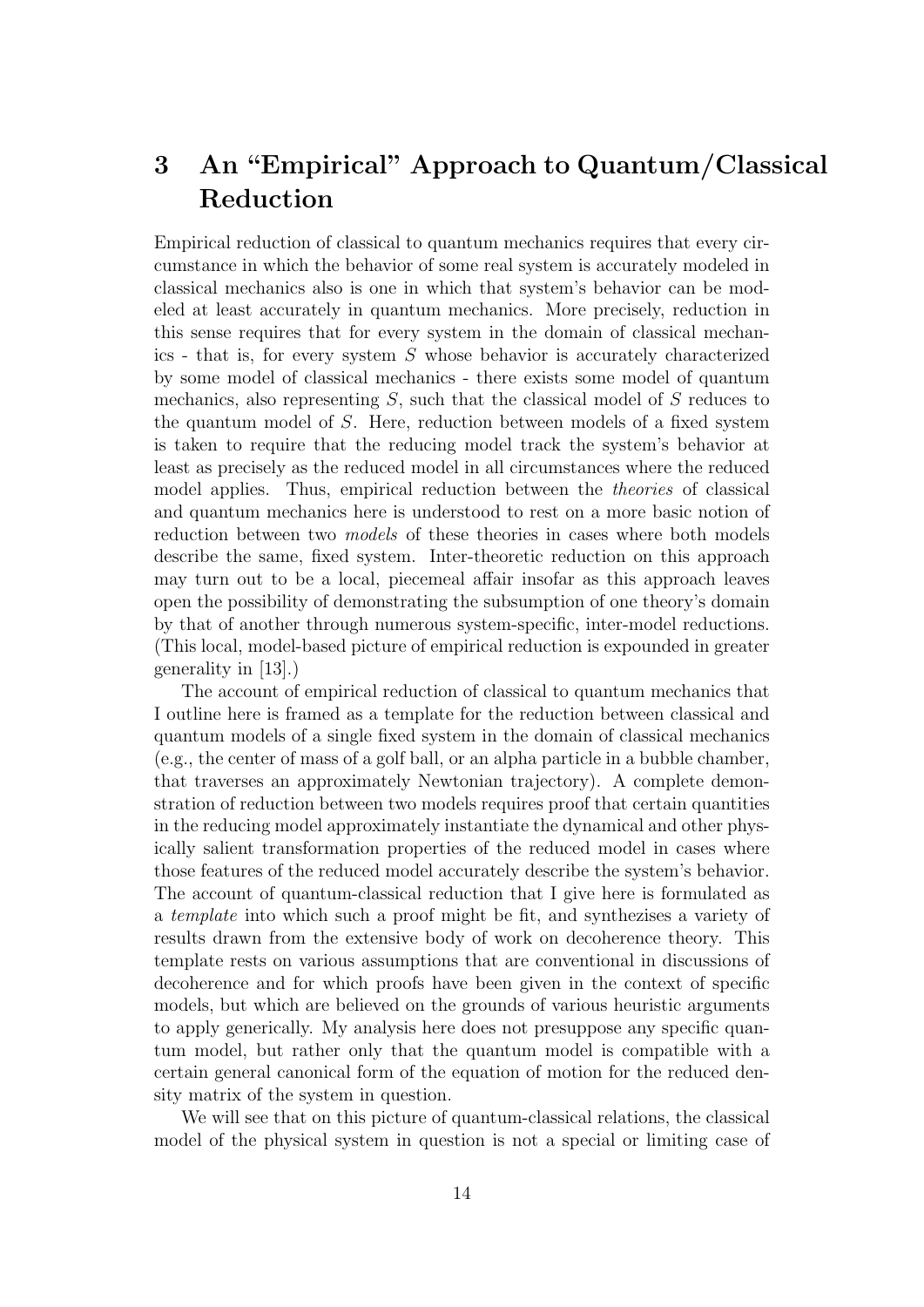## 3 An "Empirical" Approach to Quantum/Classical Reduction

Empirical reduction of classical to quantum mechanics requires that every circumstance in which the behavior of some real system is accurately modeled in classical mechanics also is one in which that system's behavior can be modeled at least accurately in quantum mechanics. More precisely, reduction in this sense requires that for every system in the domain of classical mechanics - that is, for every system $S$ whose behavior is accurately characterized by some model of classical mechanics - there exists some model of quantum mechanics, also representing $S$, such that the classical model of $S$ reduces to the quantum model of $S$. Here, reduction between models of a fixed system is taken to require that the reducing model track the system's behavior at least as precisely as the reduced model in all circumstances where the reduced model applies. Thus, empirical reduction between the *theories* of classical and quantum mechanics here is understood to rest on a more basic notion of reduction between two *models* of these theories in cases where both models describe the same, fixed system. Inter-theoretic reduction on this approach may turn out to be a local, piecemeal affair insofar as this approach leaves open the possibility of demonstrating the subsumption of one theory's domain by that of another through numerous system-specific, inter-model reductions. (This local, model-based picture of empirical reduction is expounded in greater generality in [13].)

The account of empirical reduction of classical to quantum mechanics that I outline here is framed as a template for the reduction between classical and quantum models of a single fixed system in the domain of classical mechanics (e.g., the center of mass of a golf ball, or an alpha particle in a bubble chamber, that traverses an approximately Newtonian trajectory). A complete demonstration of reduction between two models requires proof that certain quantities in the reducing model approximately instantiate the dynamical and other physically salient transformation properties of the reduced model in cases where those features of the reduced model accurately describe the system's behavior. The account of quantum-classical reduction that I give here is formulated as a *template* into which such a proof might be fit, and synthezises a variety of results drawn from the extensive body of work on decoherence theory. This template rests on various assumptions that are conventional in discussions of decoherence and for which proofs have been given in the context of specific models, but which are believed on the grounds of various heuristic arguments to apply generically. My analysis here does not presuppose any specific quantum model, but rather only that the quantum model is compatible with a certain general canonical form of the equation of motion for the reduced density matrix of the system in question.

We will see that on this picture of quantum-classical relations, the classical model of the physical system in question is not a special or limiting case of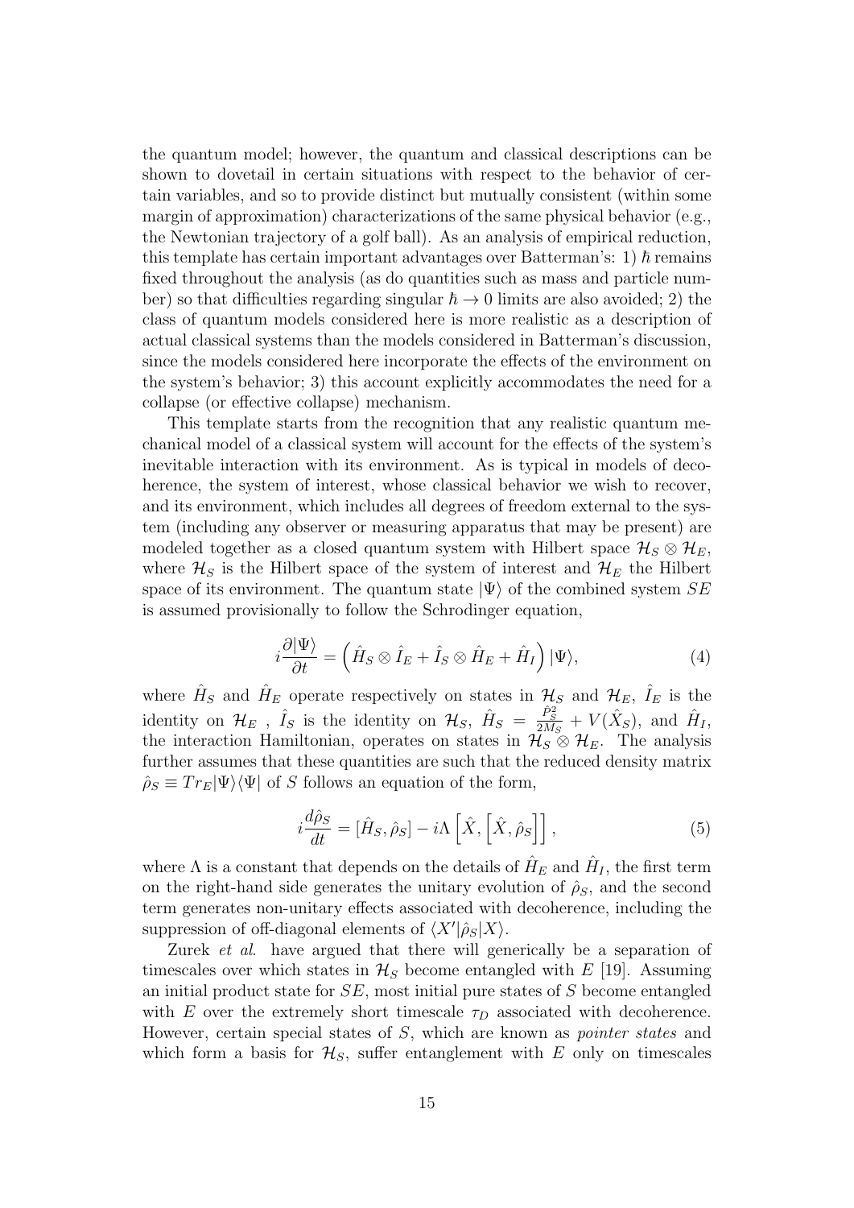the quantum model; however, the quantum and classical descriptions can be shown to dovetail in certain situations with respect to the behavior of certain variables, and so to provide distinct but mutually consistent (within some margin of approximation) characterizations of the same physical behavior (e.g., the Newtonian trajectory of a golf ball). As an analysis of empirical reduction, this template has certain important advantages over Batterman's: 1) $\hbar$ remains fixed throughout the analysis (as do quantities such as mass and particle number) so that difficulties regarding singular $\hbar \to 0$ limits are also avoided; 2) the class of quantum models considered here is more realistic as a description of actual classical systems than the models considered in Batterman's discussion, since the models considered here incorporate the effects of the environment on the system's behavior; 3) this account explicitly accommodates the need for a collapse (or effective collapse) mechanism.

This template starts from the recognition that any realistic quantum mechanical model of a classical system will account for the effects of the system's inevitable interaction with its environment. As is typical in models of decoherence, the system of interest, whose classical behavior we wish to recover, and its environment, which includes all degrees of freedom external to the system (including any observer or measuring apparatus that may be present) are modeled together as a closed quantum system with Hilbert space $\mathcal{H}_S \otimes \mathcal{H}_E$, where $\mathcal{H}_S$ is the Hilbert space of the system of interest and $\mathcal{H}_E$ the Hilbert space of its environment. The quantum state $|\Psi\rangle$ of the combined system $SE$ is assumed provisionally to follow the Schrodinger equation,

$$i\frac{\partial|\Psi\rangle}{\partial t} = \left(\hat{H}_S \otimes \hat{I}_E + \hat{I}_S \otimes \hat{H}_E + \hat{H}_I\right)|\Psi\rangle, \tag{4}$$

where $\hat{H}_S$ and $\hat{H}_E$ operate respectively on states in $\mathcal{H}_S$ and $\mathcal{H}_E$, $\hat{I}_E$ is the identity on $\mathcal{H}_E$ , $\hat{I}_S$ is the identity on $\mathcal{H}_S$, $\hat{H}_S = \frac{\hat{P}_S^2}{2M_S} + V(\hat{X}_S)$, and $\hat{H}_I$, the interaction Hamiltonian, operates on states in $\mathcal{H}_S \otimes \mathcal{H}_E$. The analysis further assumes that these quantities are such that the reduced density matrix $\hat{\rho}_S \equiv Tr_E|\Psi\rangle\langle\Psi|$ of $S$ follows an equation of the form,

$$i\frac{d\hat{\rho}_S}{dt} = [\hat{H}_S, \hat{\rho}_S] - i\Lambda\left[\hat{X},\left[\hat{X},\hat{\rho}_S\right]\right], \tag{5}$$

where $\Lambda$ is a constant that depends on the details of $\hat{H}_E$ and $\hat{H}_I$, the first term on the right-hand side generates the unitary evolution of $\hat{\rho}_S$, and the second term generates non-unitary effects associated with decoherence, including the suppression of off-diagonal elements of $\langle X'|\hat{\rho}_S|X\rangle$.

Zurek *et al*. have argued that there will generically be a separation of timescales over which states in $\mathcal{H}_S$ become entangled with $E$ [19]. Assuming an initial product state for $SE$, most initial pure states of $S$ become entangled with $E$ over the extremely short timescale $\tau_D$ associated with decoherence. However, certain special states of $S$, which are known as *pointer states* and which form a basis for $\mathcal{H}_S$, suffer entanglement with $E$ only on timescales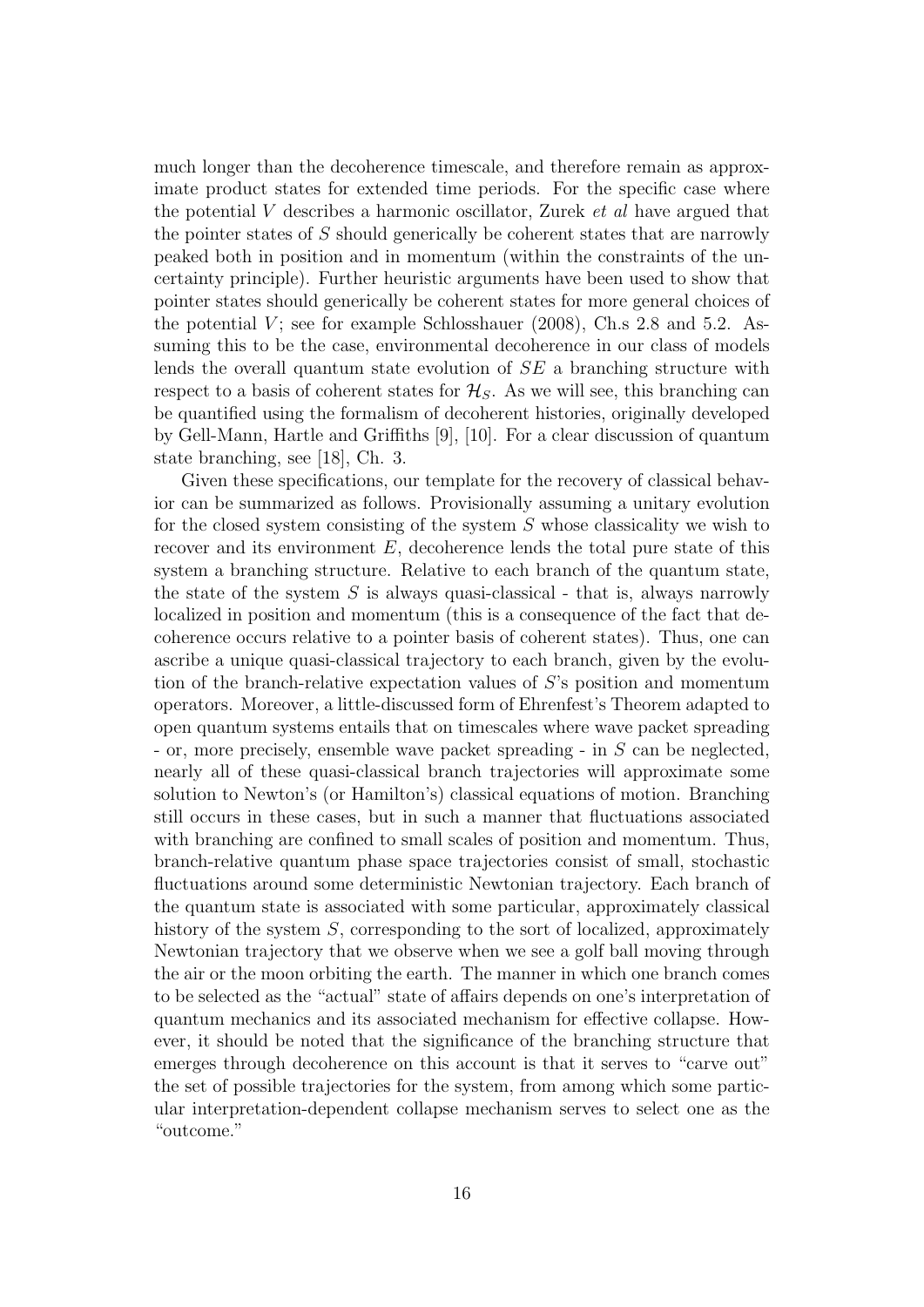much longer than the decoherence timescale, and therefore remain as approximate product states for extended time periods. For the specific case where the potential $V$ describes a harmonic oscillator, Zurek *et al* have argued that the pointer states of $S$ should generically be coherent states that are narrowly peaked both in position and in momentum (within the constraints of the uncertainty principle). Further heuristic arguments have been used to show that pointer states should generically be coherent states for more general choices of the potential $V$; see for example Schlosshauer (2008), Ch.s 2.8 and 5.2. Assuming this to be the case, environmental decoherence in our class of models lends the overall quantum state evolution of $SE$ a branching structure with respect to a basis of coherent states for $\mathcal{H}_S$. As we will see, this branching can be quantified using the formalism of decoherent histories, originally developed by Gell-Mann, Hartle and Griffiths [9], [10]. For a clear discussion of quantum state branching, see [18], Ch. 3.

Given these specifications, our template for the recovery of classical behavior can be summarized as follows. Provisionally assuming a unitary evolution for the closed system consisting of the system $S$ whose classicality we wish to recover and its environment $E$, decoherence lends the total pure state of this system a branching structure. Relative to each branch of the quantum state, the state of the system $S$ is always quasi-classical - that is, always narrowly localized in position and momentum (this is a consequence of the fact that decoherence occurs relative to a pointer basis of coherent states). Thus, one can ascribe a unique quasi-classical trajectory to each branch, given by the evolution of the branch-relative expectation values of $S$'s position and momentum operators. Moreover, a little-discussed form of Ehrenfest's Theorem adapted to open quantum systems entails that on timescales where wave packet spreading - or, more precisely, ensemble wave packet spreading - in $S$ can be neglected, nearly all of these quasi-classical branch trajectories will approximate some solution to Newton's (or Hamilton's) classical equations of motion. Branching still occurs in these cases, but in such a manner that fluctuations associated with branching are confined to small scales of position and momentum. Thus, branch-relative quantum phase space trajectories consist of small, stochastic fluctuations around some deterministic Newtonian trajectory. Each branch of the quantum state is associated with some particular, approximately classical history of the system $S$, corresponding to the sort of localized, approximately Newtonian trajectory that we observe when we see a golf ball moving through the air or the moon orbiting the earth. The manner in which one branch comes to be selected as the "actual" state of affairs depends on one's interpretation of quantum mechanics and its associated mechanism for effective collapse. However, it should be noted that the significance of the branching structure that emerges through decoherence on this account is that it serves to "carve out" the set of possible trajectories for the system, from among which some particular interpretation-dependent collapse mechanism serves to select one as the "outcome."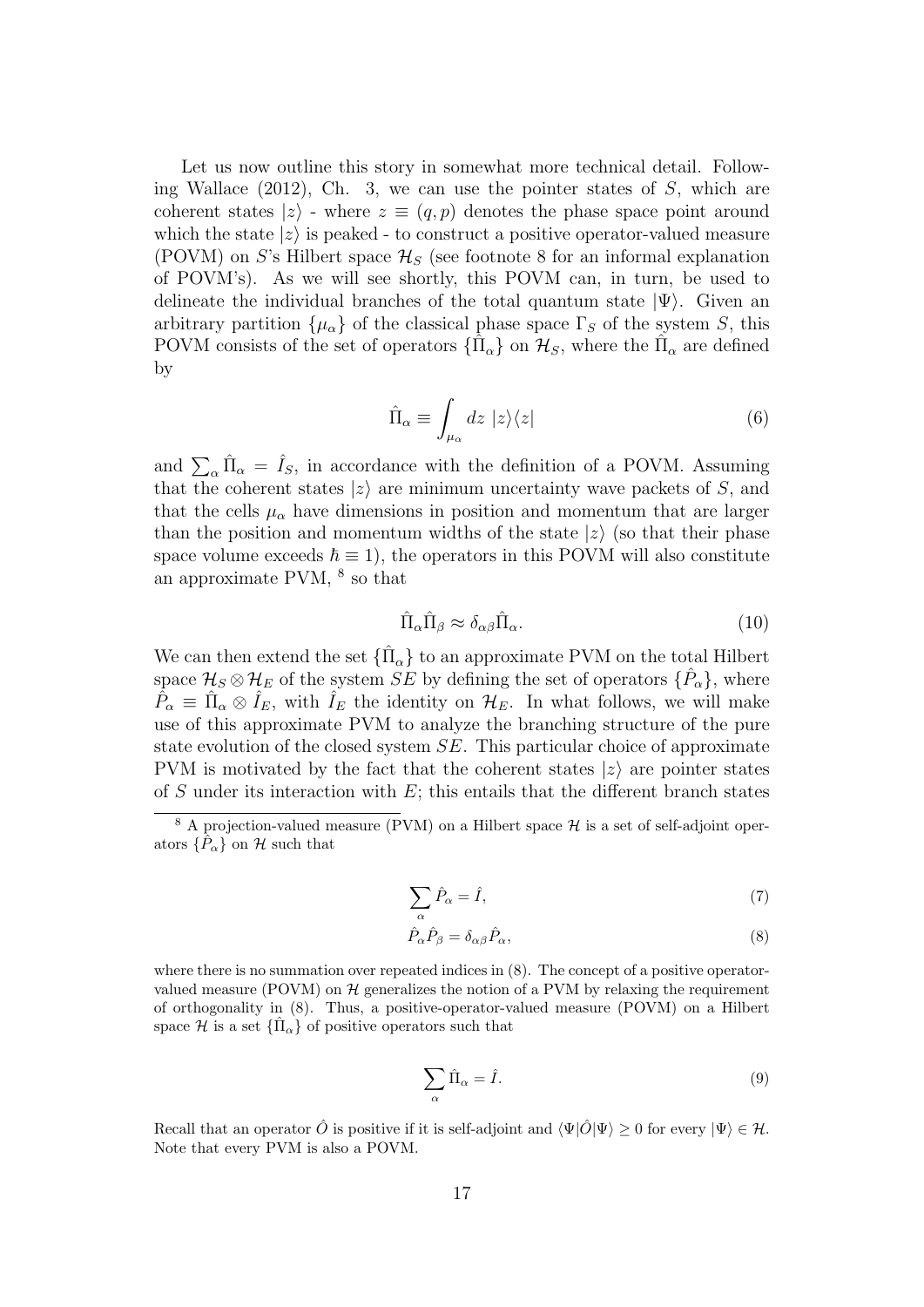Let us now outline this story in somewhat more technical detail. Following Wallace (2012), Ch. 3, we can use the pointer states of $S$, which are coherent states $|z\rangle$ - where $z \equiv (q, p)$ denotes the phase space point around which the state $|z\rangle$ is peaked - to construct a positive operator-valued measure (POVM) on $S$'s Hilbert space $\mathcal{H}_S$ (see footnote 8 for an informal explanation of POVM's). As we will see shortly, this POVM can, in turn, be used to delineate the individual branches of the total quantum state $|\Psi\rangle$. Given an arbitrary partition $\{\mu_\alpha\}$ of the classical phase space $\Gamma_S$ of the system $S$, this POVM consists of the set of operators $\{\hat{\Pi}_\alpha\}$ on $\mathcal{H}_S$, where the $\hat{\Pi}_\alpha$ are defined by

$$\hat{\Pi}_\alpha \equiv \int_{\mu_\alpha} dz \; |z\rangle\langle z| \tag{6}$$

and $\sum_\alpha \hat{\Pi}_\alpha = \hat{I}_S$, in accordance with the definition of a POVM. Assuming that the coherent states $|z\rangle$ are minimum uncertainty wave packets of $S$, and that the cells $\mu_\alpha$ have dimensions in position and momentum that are larger than the position and momentum widths of the state $|z\rangle$ (so that their phase space volume exceeds $\hbar \equiv 1$), the operators in this POVM will also constitute an approximate PVM, [8] so that

$$\hat{\Pi}_\alpha \hat{\Pi}_\beta \approx \delta_{\alpha\beta} \hat{\Pi}_\alpha. \tag{10}$$

We can then extend the set $\{\hat{\Pi}_\alpha\}$ to an approximate PVM on the total Hilbert space $\mathcal{H}_S \otimes \mathcal{H}_E$ of the system $SE$ by defining the set of operators $\{\hat{P}_\alpha\}$, where $\hat{P}_\alpha \equiv \hat{\Pi}_\alpha \otimes \hat{I}_E$, with $\hat{I}_E$ the identity on $\mathcal{H}_E$. In what follows, we will make use of this approximate PVM to analyze the branching structure of the pure state evolution of the closed system $SE$. This particular choice of approximate PVM is motivated by the fact that the coherent states $|z\rangle$ are pointer states of $S$ under its interaction with $E$; this entails that the different branch states

---

[8] A projection-valued measure (PVM) on a Hilbert space $\mathcal{H}$ is a set of self-adjoint operators $\{\hat{P}_\alpha\}$ on $\mathcal{H}$ such that

$$\sum_\alpha \hat{P}_\alpha = \hat{I}, \tag{7}$$

$$\hat{P}_\alpha \hat{P}_\beta = \delta_{\alpha\beta} \hat{P}_\alpha, \tag{8}$$

where there is no summation over repeated indices in (8). The concept of a positive operator-valued measure (POVM) on $\mathcal{H}$ generalizes the notion of a PVM by relaxing the requirement of orthogonality in (8). Thus, a positive-operator-valued measure (POVM) on a Hilbert space $\mathcal{H}$ is a set $\{\hat{\Pi}_\alpha\}$ of positive operators such that

$$\sum_\alpha \hat{\Pi}_\alpha = \hat{I}. \tag{9}$$

Recall that an operator $\hat{O}$ is positive if it is self-adjoint and $\langle\Psi|\hat{O}|\Psi\rangle \geq 0$ for every $|\Psi\rangle \in \mathcal{H}$. Note that every PVM is also a POVM.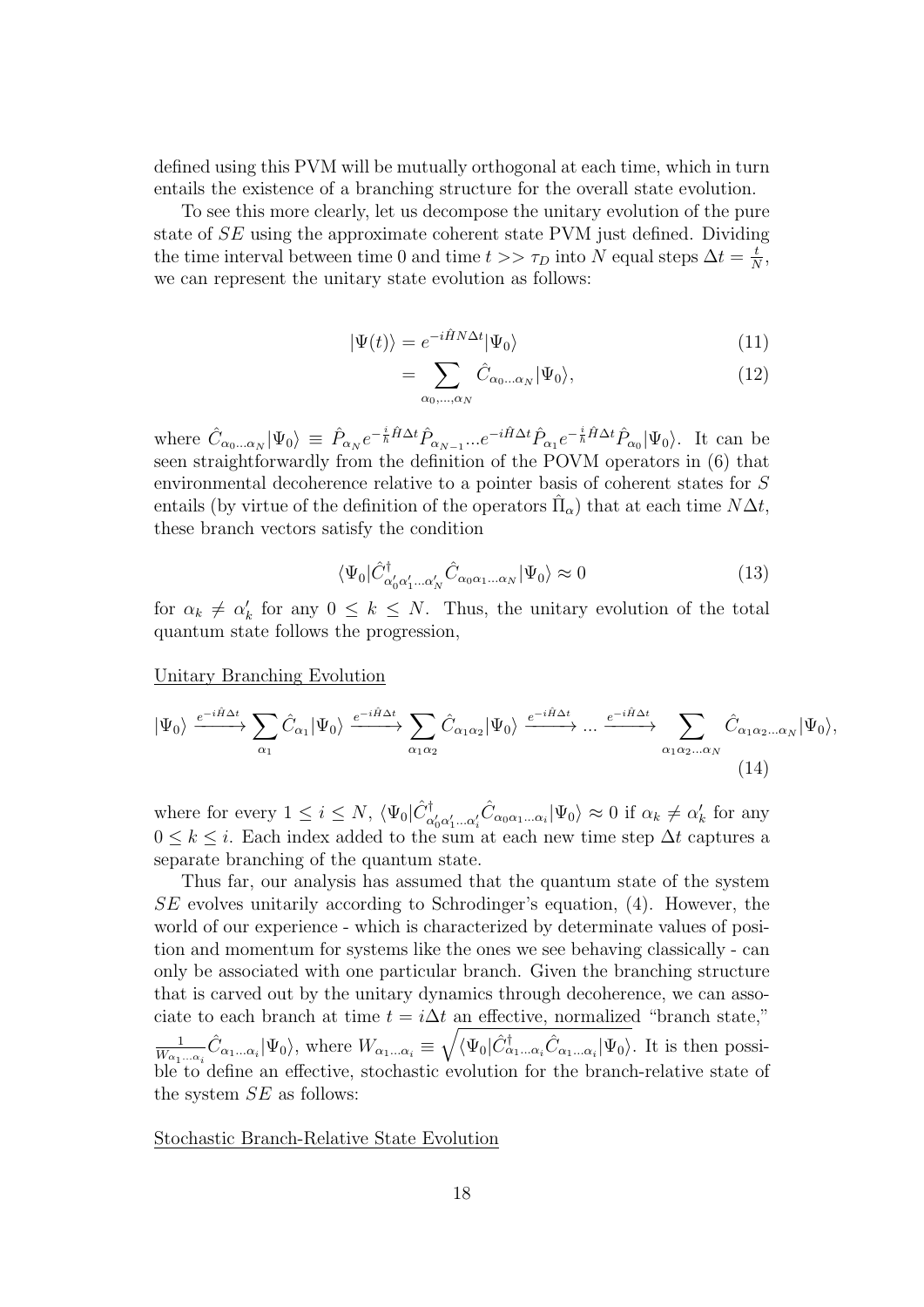defined using this PVM will be mutually orthogonal at each time, which in turn entails the existence of a branching structure for the overall state evolution.

To see this more clearly, let us decompose the unitary evolution of the pure state of $SE$ using the approximate coherent state PVM just defined. Dividing the time interval between time 0 and time $t >> \tau_D$ into $N$ equal steps $\Delta t = \frac{t}{N}$, we can represent the unitary state evolution as follows:

$$|\Psi(t)\rangle = e^{-i\hat{H}N\Delta t}|\Psi_0\rangle \tag{11}$$

$$= \sum_{\alpha_0,...,\alpha_N} \hat{C}_{\alpha_0...\alpha_N}|\Psi_0\rangle, \tag{12}$$

where $\hat{C}_{\alpha_0...\alpha_N}|\Psi_0\rangle \equiv \hat{P}_{\alpha_N}e^{-\frac{i}{\hbar}\hat{H}\Delta t}\hat{P}_{\alpha_{N-1}}...e^{-i\hat{H}\Delta t}\hat{P}_{\alpha_1}e^{-\frac{i}{\hbar}\hat{H}\Delta t}\hat{P}_{\alpha_0}|\Psi_0\rangle$. It can be seen straightforwardly from the definition of the POVM operators in (6) that environmental decoherence relative to a pointer basis of coherent states for $S$ entails (by virtue of the definition of the operators $\hat{\Pi}_\alpha$) that at each time $N\Delta t$, these branch vectors satisfy the condition

$$\langle\Psi_0|\hat{C}^\dagger_{\alpha_0'\alpha_1'...\alpha_N'}\hat{C}_{\alpha_0\alpha_1...\alpha_N}|\Psi_0\rangle \approx 0 \tag{13}$$

for $\alpha_k \neq \alpha_k'$ for any $0 \leq k \leq N$. Thus, the unitary evolution of the total quantum state follows the progression,

Unitary Branching Evolution

$$|\Psi_0\rangle \xrightarrow{e^{-i\hat{H}\Delta t}} \sum_{\alpha_1}\hat{C}_{\alpha_1}|\Psi_0\rangle \xrightarrow{e^{-i\hat{H}\Delta t}} \sum_{\alpha_1\alpha_2}\hat{C}_{\alpha_1\alpha_2}|\Psi_0\rangle \xrightarrow{e^{-i\hat{H}\Delta t}} ... \xrightarrow{e^{-i\hat{H}\Delta t}} \sum_{\alpha_1\alpha_2...\alpha_N}\hat{C}_{\alpha_1\alpha_2...\alpha_N}|\Psi_0\rangle, \tag{14}$$

where for every $1 \leq i \leq N$, $\langle\Psi_0|\hat{C}^\dagger_{\alpha_0'\alpha_1'...\alpha_i'}\hat{C}_{\alpha_0\alpha_1...\alpha_i}|\Psi_0\rangle \approx 0$ if $\alpha_k \neq \alpha_k'$ for any $0 \leq k \leq i$. Each index added to the sum at each new time step $\Delta t$ captures a separate branching of the quantum state.

Thus far, our analysis has assumed that the quantum state of the system $SE$ evolves unitarily according to Schrodinger's equation, (4). However, the world of our experience - which is characterized by determinate values of position and momentum for systems like the ones we see behaving classically - can only be associated with one particular branch. Given the branching structure that is carved out by the unitary dynamics through decoherence, we can associate to each branch at time $t = i\Delta t$ an effective, normalized "branch state," $\frac{1}{W_{\alpha_1...\alpha_i}}\hat{C}_{\alpha_1...\alpha_i}|\Psi_0\rangle$, where $W_{\alpha_1...\alpha_i} \equiv \sqrt{\langle\Psi_0|\hat{C}^\dagger_{\alpha_1...\alpha_i}\hat{C}_{\alpha_1...\alpha_i}|\Psi_0\rangle}$. It is then possible to define an effective, stochastic evolution for the branch-relative state of the system $SE$ as follows:

Stochastic Branch-Relative State Evolution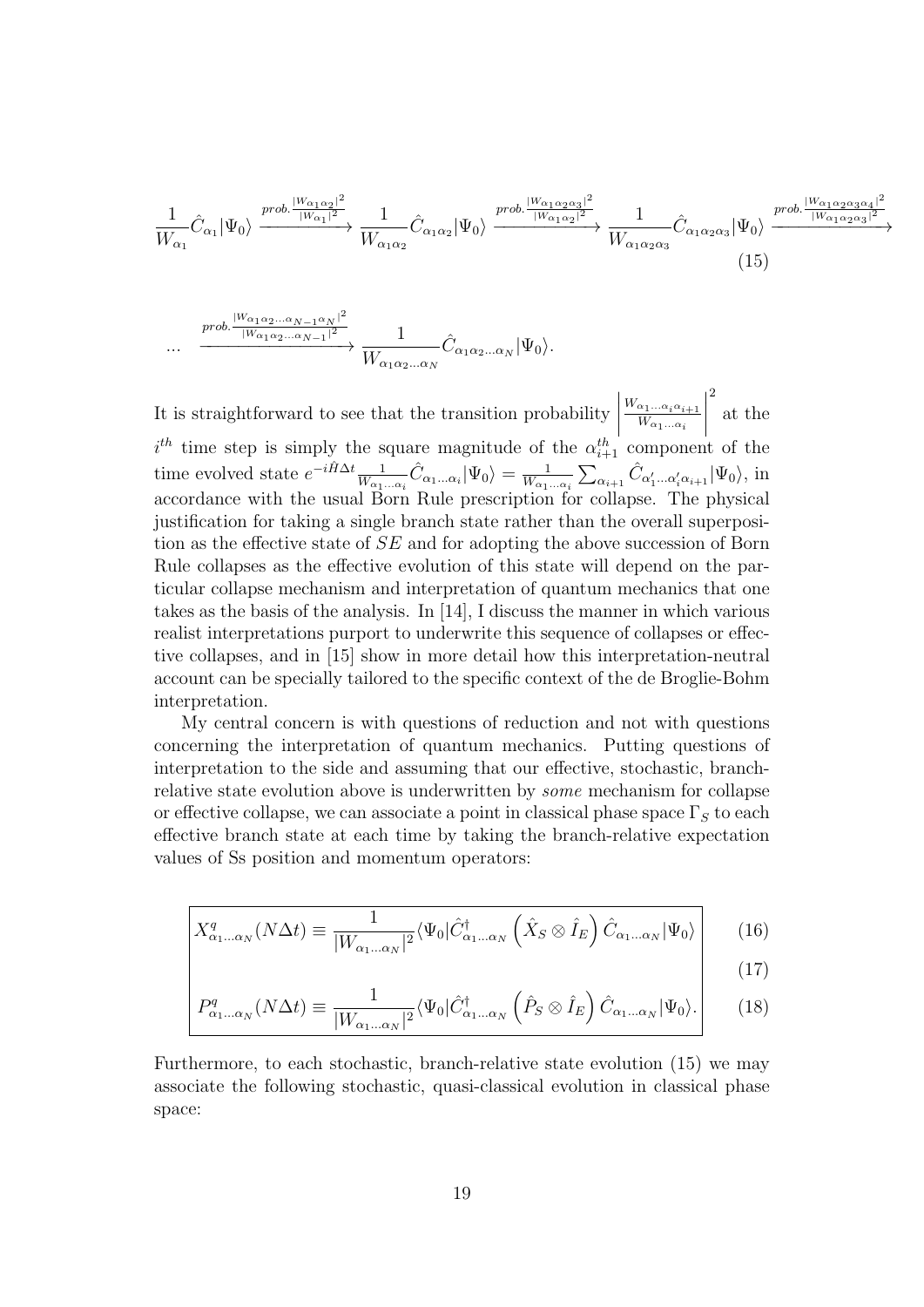$$
\frac{1}{W_{\alpha_1}}\hat{C}_{\alpha_1}|\Psi_0\rangle \xrightarrow{prob. \frac{|W_{\alpha_1\alpha_2}|^2}{|W_{\alpha_1}|^2}} \frac{1}{W_{\alpha_1\alpha_2}}\hat{C}_{\alpha_1\alpha_2}|\Psi_0\rangle \xrightarrow{prob. \frac{|W_{\alpha_1\alpha_2\alpha_3}|^2}{|W_{\alpha_1\alpha_2}|^2}} \frac{1}{W_{\alpha_1\alpha_2\alpha_3}}\hat{C}_{\alpha_1\alpha_2\alpha_3}|\Psi_0\rangle \xrightarrow{prob. \frac{|W_{\alpha_1\alpha_2\alpha_3\alpha_4}|^2}{|W_{\alpha_1\alpha_2\alpha_3}|^2}} \tag{15}
$$

$$
\ldots \quad \xrightarrow{prob. \frac{|W_{\alpha_1\alpha_2\ldots\alpha_{N-1}\alpha_N}|^2}{|W_{\alpha_1\alpha_2\ldots\alpha_{N-1}}|^2}} \frac{1}{W_{\alpha_1\alpha_2\ldots\alpha_N}}\hat{C}_{\alpha_1\alpha_2\ldots\alpha_N}|\Psi_0\rangle.
$$

It is straightforward to see that the transition probability $\left|\frac{W_{\alpha_1\ldots\alpha_i\alpha_{i+1}}}{W_{\alpha_1\ldots\alpha_i}}\right|^2$ at the $i^{th}$ time step is simply the square magnitude of the $\alpha_{i+1}^{th}$ component of the time evolved state $e^{-i\hat{H}\Delta t}\frac{1}{W_{\alpha_1\ldots\alpha_i}}\hat{C}_{\alpha_1\ldots\alpha_i}|\Psi_0\rangle = \frac{1}{W_{\alpha_1\ldots\alpha_i}}\sum_{\alpha_{i+1}}\hat{C}_{\alpha'_1\ldots\alpha'_i\alpha_{i+1}}|\Psi_0\rangle$, in accordance with the usual Born Rule prescription for collapse. The physical justification for taking a single branch state rather than the overall superposition as the effective state of $SE$ and for adopting the above succession of Born Rule collapses as the effective evolution of this state will depend on the particular collapse mechanism and interpretation of quantum mechanics that one takes as the basis of the analysis. In [14], I discuss the manner in which various realist interpretations purport to underwrite this sequence of collapses or effective collapses, and in [15] show in more detail how this interpretation-neutral account can be specially tailored to the specific context of the de Broglie-Bohm interpretation.

My central concern is with questions of reduction and not with questions concerning the interpretation of quantum mechanics. Putting questions of interpretation to the side and assuming that our effective, stochastic, branch-relative state evolution above is underwritten by *some* mechanism for collapse or effective collapse, we can associate a point in classical phase space $\Gamma_S$ to each effective branch state at each time by taking the branch-relative expectation values of Ss position and momentum operators:

$$
X^q_{\alpha_1\ldots\alpha_N}(N\Delta t) \equiv \frac{1}{|W_{\alpha_1\ldots\alpha_N}|^2}\langle\Psi_0|\hat{C}^\dagger_{\alpha_1\ldots\alpha_N}\left(\hat{X}_S\otimes\hat{I}_E\right)\hat{C}_{\alpha_1\ldots\alpha_N}|\Psi_0\rangle \tag{16}
$$

$$
\tag{17}
$$

$$
P^q_{\alpha_1\ldots\alpha_N}(N\Delta t) \equiv \frac{1}{|W_{\alpha_1\ldots\alpha_N}|^2}\langle\Psi_0|\hat{C}^\dagger_{\alpha_1\ldots\alpha_N}\left(\hat{P}_S\otimes\hat{I}_E\right)\hat{C}_{\alpha_1\ldots\alpha_N}|\Psi_0\rangle. \tag{18}
$$

Furthermore, to each stochastic, branch-relative state evolution (15) we may associate the following stochastic, quasi-classical evolution in classical phase space: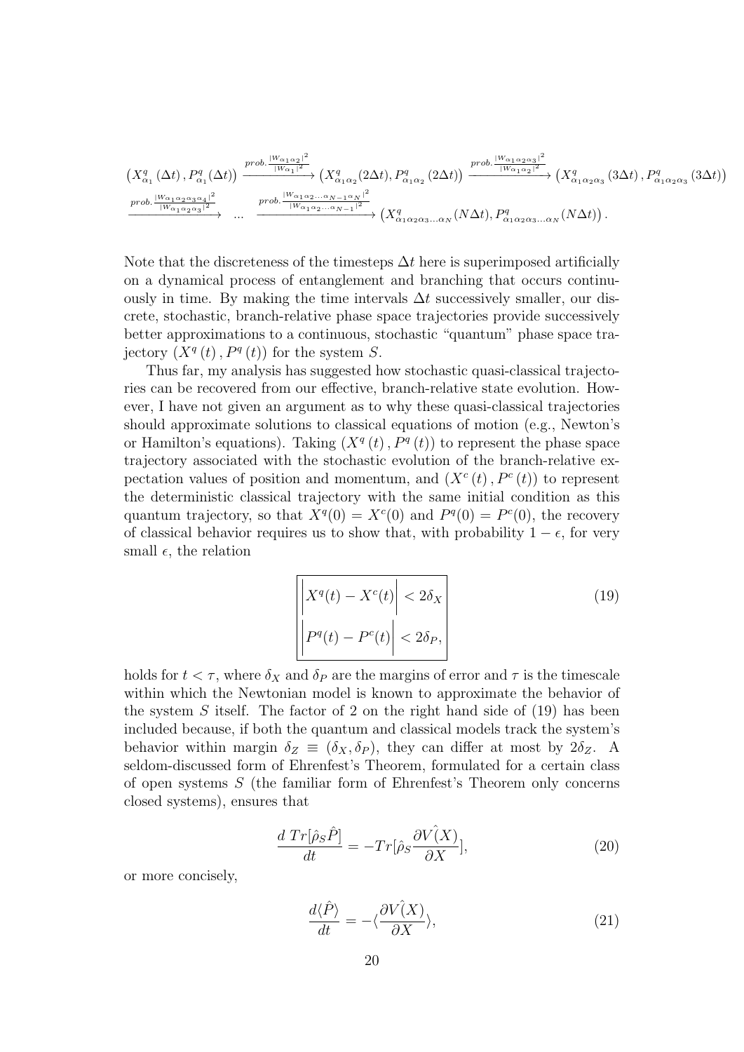$$
\left(X^q_{\alpha_1}(\Delta t), P^q_{\alpha_1}(\Delta t)\right) \xrightarrow{prob.\frac{|W_{\alpha_1\alpha_2}|^2}{|W_{\alpha_1}|^2}} \left(X^q_{\alpha_1\alpha_2}(2\Delta t), P^q_{\alpha_1\alpha_2}(2\Delta t)\right) \xrightarrow{prob.\frac{|W_{\alpha_1\alpha_2\alpha_3}|^2}{|W_{\alpha_1\alpha_2}|^2}} \left(X^q_{\alpha_1\alpha_2\alpha_3}(3\Delta t), P^q_{\alpha_1\alpha_2\alpha_3}(3\Delta t)\right)
$$

$$
\xrightarrow{prob.\frac{|W_{\alpha_1\alpha_2\alpha_3\alpha_4}|^2}{|W_{\alpha_1\alpha_2\alpha_3}|^2}} \; ... \; \xrightarrow{prob.\frac{|W_{\alpha_1\alpha_2...\alpha_{N-1}\alpha_N}|^2}{|W_{\alpha_1\alpha_2...\alpha_{N-1}}|^2}} \left(X^q_{\alpha_1\alpha_2\alpha_3...\alpha_N}(N\Delta t), P^q_{\alpha_1\alpha_2\alpha_3...\alpha_N}(N\Delta t)\right).
$$

Note that the discreteness of the timesteps $\Delta t$ here is superimposed artificially on a dynamical process of entanglement and branching that occurs continuously in time. By making the time intervals $\Delta t$ successively smaller, our discrete, stochastic, branch-relative phase space trajectories provide successively better approximations to a continuous, stochastic "quantum" phase space trajectory $(X^q(t), P^q(t))$ for the system $S$.

Thus far, my analysis has suggested how stochastic quasi-classical trajectories can be recovered from our effective, branch-relative state evolution. However, I have not given an argument as to why these quasi-classical trajectories should approximate solutions to classical equations of motion (e.g., Newton's or Hamilton's equations). Taking $(X^q(t), P^q(t))$ to represent the phase space trajectory associated with the stochastic evolution of the branch-relative expectation values of position and momentum, and $(X^c(t), P^c(t))$ to represent the deterministic classical trajectory with the same initial condition as this quantum trajectory, so that $X^q(0) = X^c(0)$ and $P^q(0) = P^c(0)$, the recovery of classical behavior requires us to show that, with probability $1-\epsilon$, for very small $\epsilon$, the relation

$$
\boxed{\begin{array}{l} \left|X^q(t) - X^c(t)\right| < 2\delta_X \\ \left|P^q(t) - P^c(t)\right| < 2\delta_P, \end{array}} \tag{19}
$$

holds for $t < \tau$, where $\delta_X$ and $\delta_P$ are the margins of error and $\tau$ is the timescale within which the Newtonian model is known to approximate the behavior of the system $S$ itself. The factor of 2 on the right hand side of (19) has been included because, if both the quantum and classical models track the system's behavior within margin $\delta_Z \equiv (\delta_X, \delta_P)$, they can differ at most by $2\delta_Z$. A seldom-discussed form of Ehrenfest's Theorem, formulated for a certain class of open systems $S$ (the familiar form of Ehrenfest's Theorem only concerns closed systems), ensures that

$$
\frac{d\ Tr[\hat{\rho}_S \hat{P}]}{dt} = -Tr[\hat{\rho}_S \frac{\partial V\hat{(X)}}{\partial X}], \tag{20}
$$

or more concisely,

$$
\frac{d\langle\hat{P}\rangle}{dt} = -\langle\frac{\partial V\hat{(X)}}{\partial X}\rangle, \tag{21}
$$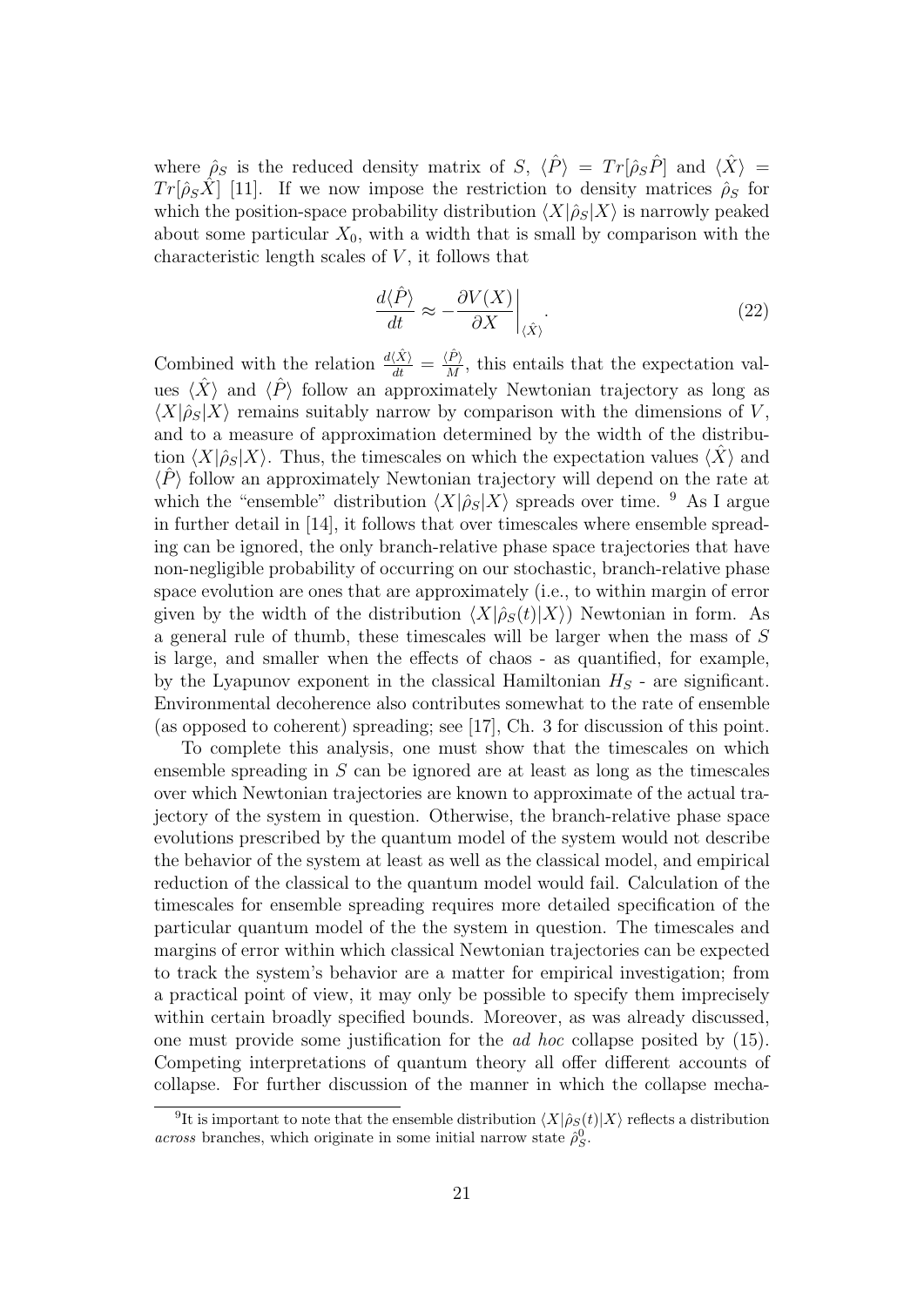where $\hat{\rho}_S$ is the reduced density matrix of $S$, $\langle \hat{P} \rangle = Tr[\hat{\rho}_S \hat{P}]$ and $\langle \hat{X} \rangle = Tr[\hat{\rho}_S \hat{X}]$ [11]. If we now impose the restriction to density matrices $\hat{\rho}_S$ for which the position-space probability distribution $\langle X|\hat{\rho}_S|X\rangle$ is narrowly peaked about some particular $X_0$, with a width that is small by comparison with the characteristic length scales of $V$, it follows that

$$\frac{d\langle \hat{P} \rangle}{dt} \approx -\frac{\partial V(X)}{\partial X}\bigg|_{\langle \hat{X} \rangle}. \tag{22}$$

Combined with the relation $\frac{d\langle \hat{X} \rangle}{dt} = \frac{\langle \hat{P} \rangle}{M}$, this entails that the expectation values $\langle \hat{X} \rangle$ and $\langle \hat{P} \rangle$ follow an approximately Newtonian trajectory as long as $\langle X|\hat{\rho}_S|X\rangle$ remains suitably narrow by comparison with the dimensions of $V$, and to a measure of approximation determined by the width of the distribution $\langle X|\hat{\rho}_S|X\rangle$. Thus, the timescales on which the expectation values $\langle \hat{X} \rangle$ and $\langle \hat{P} \rangle$ follow an approximately Newtonian trajectory will depend on the rate at which the "ensemble" distribution $\langle X|\hat{\rho}_S|X\rangle$ spreads over time. [9] As I argue in further detail in [14], it follows that over timescales where ensemble spreading can be ignored, the only branch-relative phase space trajectories that have non-negligible probability of occurring on our stochastic, branch-relative phase space evolution are ones that are approximately (i.e., to within margin of error given by the width of the distribution $\langle X|\hat{\rho}_S(t)|X\rangle$) Newtonian in form. As a general rule of thumb, these timescales will be larger when the mass of $S$ is large, and smaller when the effects of chaos - as quantified, for example, by the Lyapunov exponent in the classical Hamiltonian $H_S$ - are significant. Environmental decoherence also contributes somewhat to the rate of ensemble (as opposed to coherent) spreading; see [17], Ch. 3 for discussion of this point.

To complete this analysis, one must show that the timescales on which ensemble spreading in $S$ can be ignored are at least as long as the timescales over which Newtonian trajectories are known to approximate of the actual trajectory of the system in question. Otherwise, the branch-relative phase space evolutions prescribed by the quantum model of the system would not describe the behavior of the system at least as well as the classical model, and empirical reduction of the classical to the quantum model would fail. Calculation of the timescales for ensemble spreading requires more detailed specification of the particular quantum model of the the system in question. The timescales and margins of error within which classical Newtonian trajectories can be expected to track the system's behavior are a matter for empirical investigation; from a practical point of view, it may only be possible to specify them imprecisely within certain broadly specified bounds. Moreover, as was already discussed, one must provide some justification for the *ad hoc* collapse posited by (15). Competing interpretations of quantum theory all offer different accounts of collapse. For further discussion of the manner in which the collapse mecha-

[9] It is important to note that the ensemble distribution $\langle X|\hat{\rho}_S(t)|X\rangle$ reflects a distribution *across* branches, which originate in some initial narrow state $\hat{\rho}_S^0$.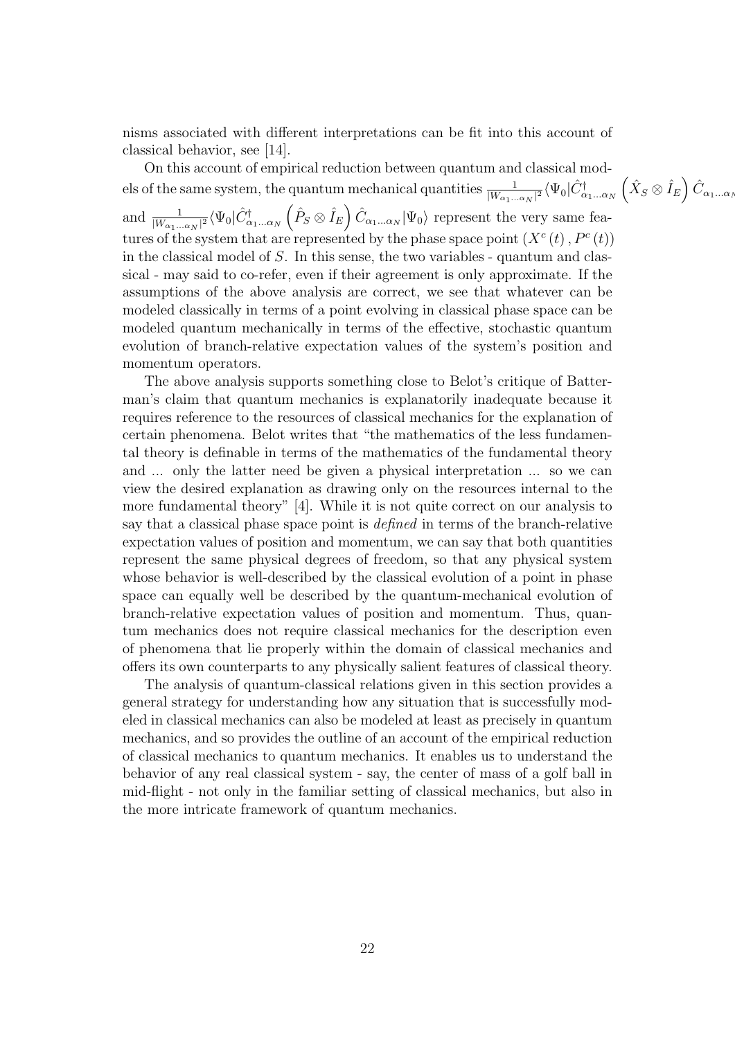nisms associated with different interpretations can be fit into this account of classical behavior, see [14].

On this account of empirical reduction between quantum and classical models of the same system, the quantum mechanical quantities $\frac{1}{|W_{\alpha_1...\alpha_N}|^2}\langle\Psi_0|\hat{C}^\dagger_{\alpha_1...\alpha_N}\left(\hat{X}_S\otimes\hat{I}_E\right)\hat{C}_{\alpha_1...\alpha_N}|\Psi_0\rangle$ and $\frac{1}{|W_{\alpha_1...\alpha_N}|^2}\langle\Psi_0|\hat{C}^\dagger_{\alpha_1...\alpha_N}\left(\hat{P}_S\otimes\hat{I}_E\right)\hat{C}_{\alpha_1...\alpha_N}|\Psi_0\rangle$ represent the very same features of the system that are represented by the phase space point $\left(X^c\left(t\right), P^c\left(t\right)\right)$ in the classical model of $S$. In this sense, the two variables - quantum and classical - may said to co-refer, even if their agreement is only approximate. If the assumptions of the above analysis are correct, we see that whatever can be modeled classically in terms of a point evolving in classical phase space can be modeled quantum mechanically in terms of the effective, stochastic quantum evolution of branch-relative expectation values of the system's position and momentum operators.

The above analysis supports something close to Belot's critique of Batterman's claim that quantum mechanics is explanatorily inadequate because it requires reference to the resources of classical mechanics for the explanation of certain phenomena. Belot writes that "the mathematics of the less fundamental theory is definable in terms of the mathematics of the fundamental theory and ... only the latter need be given a physical interpretation ... so we can view the desired explanation as drawing only on the resources internal to the more fundamental theory" [4]. While it is not quite correct on our analysis to say that a classical phase space point is *defined* in terms of the branch-relative expectation values of position and momentum, we can say that both quantities represent the same physical degrees of freedom, so that any physical system whose behavior is well-described by the classical evolution of a point in phase space can equally well be described by the quantum-mechanical evolution of branch-relative expectation values of position and momentum. Thus, quantum mechanics does not require classical mechanics for the description even of phenomena that lie properly within the domain of classical mechanics and offers its own counterparts to any physically salient features of classical theory.

The analysis of quantum-classical relations given in this section provides a general strategy for understanding how any situation that is successfully modeled in classical mechanics can also be modeled at least as precisely in quantum mechanics, and so provides the outline of an account of the empirical reduction of classical mechanics to quantum mechanics. It enables us to understand the behavior of any real classical system - say, the center of mass of a golf ball in mid-flight - not only in the familiar setting of classical mechanics, but also in the more intricate framework of quantum mechanics.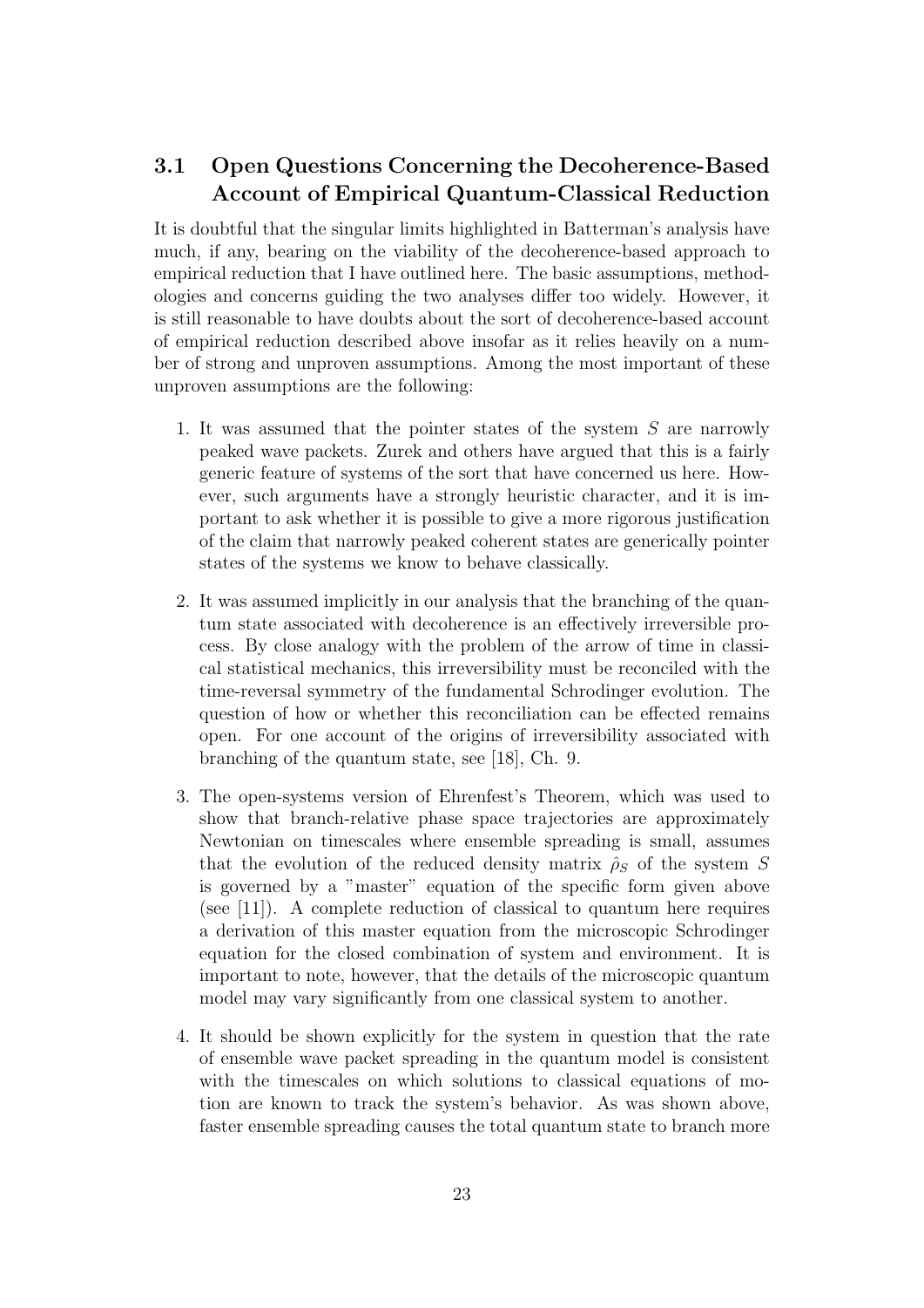### 3.1 Open Questions Concerning the Decoherence-Based Account of Empirical Quantum-Classical Reduction

It is doubtful that the singular limits highlighted in Batterman's analysis have much, if any, bearing on the viability of the decoherence-based approach to empirical reduction that I have outlined here. The basic assumptions, methodologies and concerns guiding the two analyses differ too widely. However, it is still reasonable to have doubts about the sort of decoherence-based account of empirical reduction described above insofar as it relies heavily on a number of strong and unproven assumptions. Among the most important of these unproven assumptions are the following:

1. It was assumed that the pointer states of the system $S$ are narrowly peaked wave packets. Zurek and others have argued that this is a fairly generic feature of systems of the sort that have concerned us here. However, such arguments have a strongly heuristic character, and it is important to ask whether it is possible to give a more rigorous justification of the claim that narrowly peaked coherent states are generically pointer states of the systems we know to behave classically.

2. It was assumed implicitly in our analysis that the branching of the quantum state associated with decoherence is an effectively irreversible process. By close analogy with the problem of the arrow of time in classical statistical mechanics, this irreversibility must be reconciled with the time-reversal symmetry of the fundamental Schrodinger evolution. The question of how or whether this reconciliation can be effected remains open. For one account of the origins of irreversibility associated with branching of the quantum state, see [18], Ch. 9.

3. The open-systems version of Ehrenfest's Theorem, which was used to show that branch-relative phase space trajectories are approximately Newtonian on timescales where ensemble spreading is small, assumes that the evolution of the reduced density matrix $\hat{\rho}_S$ of the system $S$ is governed by a "master" equation of the specific form given above (see [11]). A complete reduction of classical to quantum here requires a derivation of this master equation from the microscopic Schrodinger equation for the closed combination of system and environment. It is important to note, however, that the details of the microscopic quantum model may vary significantly from one classical system to another.

4. It should be shown explicitly for the system in question that the rate of ensemble wave packet spreading in the quantum model is consistent with the timescales on which solutions to classical equations of motion are known to track the system's behavior. As was shown above, faster ensemble spreading causes the total quantum state to branch more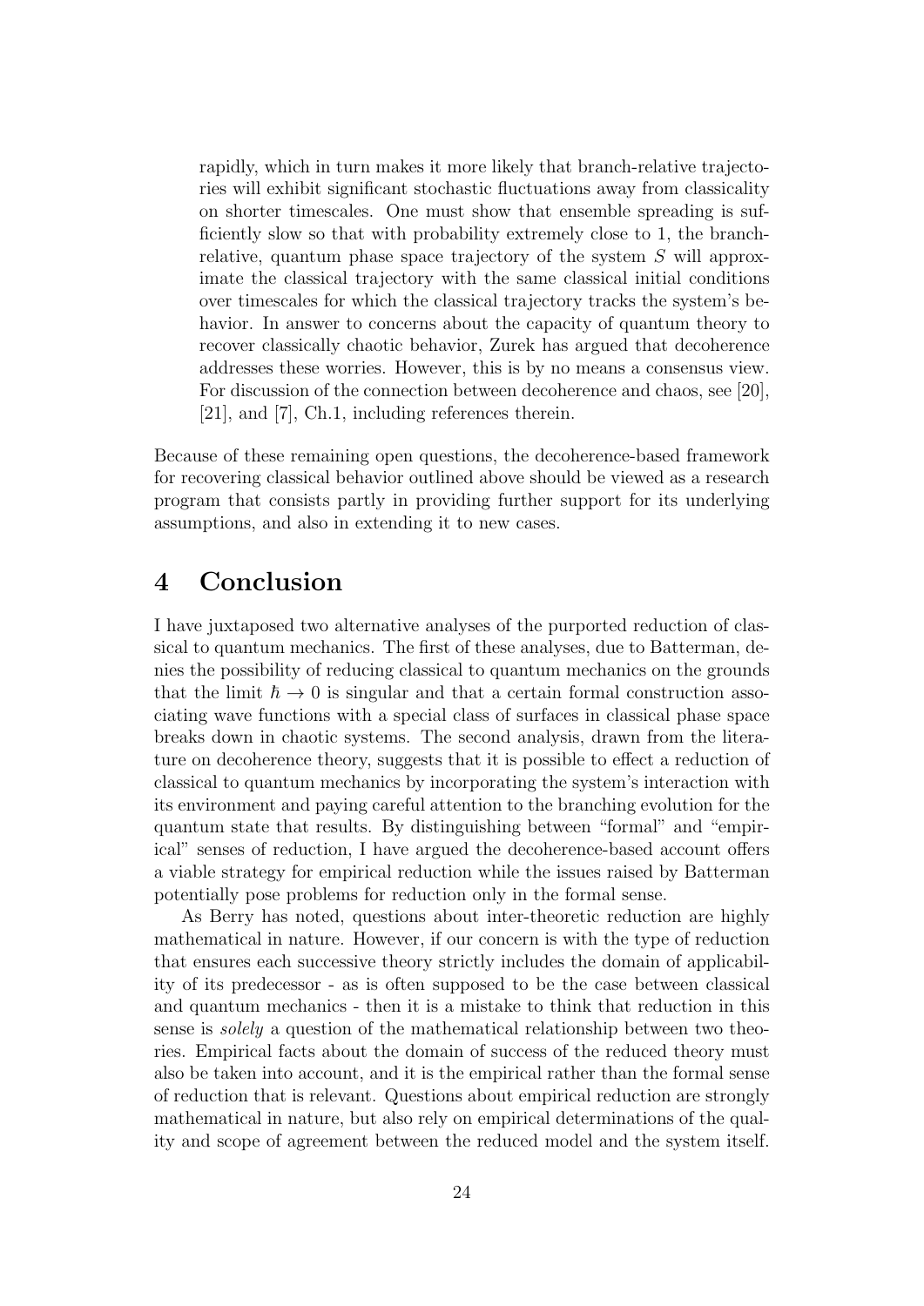rapidly, which in turn makes it more likely that branch-relative trajectories will exhibit significant stochastic fluctuations away from classicality on shorter timescales. One must show that ensemble spreading is sufficiently slow so that with probability extremely close to 1, the branch-relative, quantum phase space trajectory of the system $S$ will approximate the classical trajectory with the same classical initial conditions over timescales for which the classical trajectory tracks the system's behavior. In answer to concerns about the capacity of quantum theory to recover classically chaotic behavior, Zurek has argued that decoherence addresses these worries. However, this is by no means a consensus view. For discussion of the connection between decoherence and chaos, see [20], [21], and [7], Ch.1, including references therein.

Because of these remaining open questions, the decoherence-based framework for recovering classical behavior outlined above should be viewed as a research program that consists partly in providing further support for its underlying assumptions, and also in extending it to new cases.

# 4 Conclusion

I have juxtaposed two alternative analyses of the purported reduction of classical to quantum mechanics. The first of these analyses, due to Batterman, denies the possibility of reducing classical to quantum mechanics on the grounds that the limit $\hbar \to 0$ is singular and that a certain formal construction associating wave functions with a special class of surfaces in classical phase space breaks down in chaotic systems. The second analysis, drawn from the literature on decoherence theory, suggests that it is possible to effect a reduction of classical to quantum mechanics by incorporating the system's interaction with its environment and paying careful attention to the branching evolution for the quantum state that results. By distinguishing between "formal" and "empirical" senses of reduction, I have argued the decoherence-based account offers a viable strategy for empirical reduction while the issues raised by Batterman potentially pose problems for reduction only in the formal sense.

As Berry has noted, questions about inter-theoretic reduction are highly mathematical in nature. However, if our concern is with the type of reduction that ensures each successive theory strictly includes the domain of applicability of its predecessor - as is often supposed to be the case between classical and quantum mechanics - then it is a mistake to think that reduction in this sense is *solely* a question of the mathematical relationship between two theories. Empirical facts about the domain of success of the reduced theory must also be taken into account, and it is the empirical rather than the formal sense of reduction that is relevant. Questions about empirical reduction are strongly mathematical in nature, but also rely on empirical determinations of the quality and scope of agreement between the reduced model and the system itself.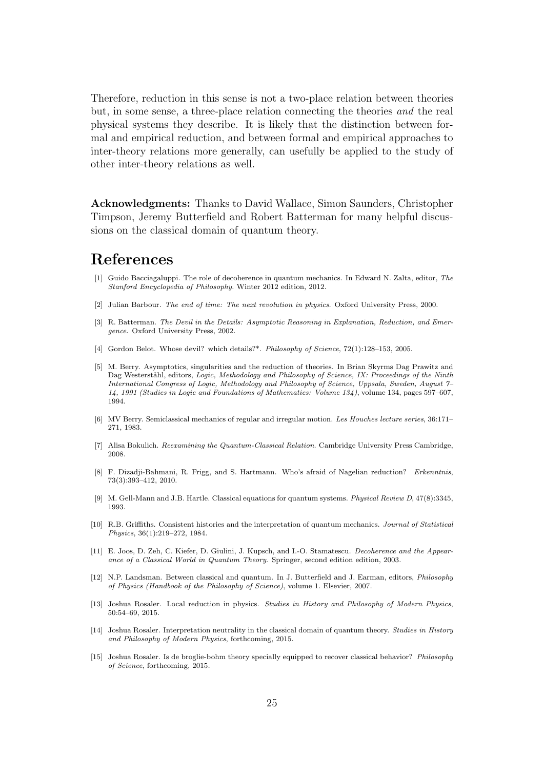Therefore, reduction in this sense is not a two-place relation between theories but, in some sense, a three-place relation connecting the theories *and* the real physical systems they describe. It is likely that the distinction between formal and empirical reduction, and between formal and empirical approaches to inter-theory relations more generally, can usefully be applied to the study of other inter-theory relations as well.

**Acknowledgments:** Thanks to David Wallace, Simon Saunders, Christopher Timpson, Jeremy Butterfield and Robert Batterman for many helpful discussions on the classical domain of quantum theory.

# References

[1] Guido Bacciagaluppi. The role of decoherence in quantum mechanics. In Edward N. Zalta, editor, *The Stanford Encyclopedia of Philosophy*. Winter 2012 edition, 2012.

[2] Julian Barbour. *The end of time: The next revolution in physics*. Oxford University Press, 2000.

[3] R. Batterman. *The Devil in the Details: Asymptotic Reasoning in Explanation, Reduction, and Emergence*. Oxford University Press, 2002.

[4] Gordon Belot. Whose devil? which details?*. *Philosophy of Science*, 72(1):128–153, 2005.

[5] M. Berry. Asymptotics, singularities and the reduction of theories. In Brian Skyrms Dag Prawitz and Dag Westerståhl, editors, *Logic, Methodology and Philosophy of Science, IX: Proceedings of the Ninth International Congress of Logic, Methodology and Philosophy of Science, Uppsala, Sweden, August 7–14, 1991 (Studies in Logic and Foundations of Mathematics: Volume 134)*, volume 134, pages 597–607, 1994.

[6] MV Berry. Semiclassical mechanics of regular and irregular motion. *Les Houches lecture series*, 36:171–271, 1983.

[7] Alisa Bokulich. *Reexamining the Quantum-Classical Relation*. Cambridge University Press Cambridge, 2008.

[8] F. Dizadji-Bahmani, R. Frigg, and S. Hartmann. Who's afraid of Nagelian reduction? *Erkenntnis*, 73(3):393–412, 2010.

[9] M. Gell-Mann and J.B. Hartle. Classical equations for quantum systems. *Physical Review D*, 47(8):3345, 1993.

[10] R.B. Griffiths. Consistent histories and the interpretation of quantum mechanics. *Journal of Statistical Physics*, 36(1):219–272, 1984.

[11] E. Joos, D. Zeh, C. Kiefer, D. Giulini, J. Kupsch, and I.-O. Stamatescu. *Decoherence and the Appearance of a Classical World in Quantum Theory*. Springer, second edition edition, 2003.

[12] N.P. Landsman. Between classical and quantum. In J. Butterfield and J. Earman, editors, *Philosophy of Physics (Handbook of the Philosophy of Science)*, volume 1. Elsevier, 2007.

[13] Joshua Rosaler. Local reduction in physics. *Studies in History and Philosophy of Modern Physics*, 50:54–69, 2015.

[14] Joshua Rosaler. Interpretation neutrality in the classical domain of quantum theory. *Studies in History and Philosophy of Modern Physics*, forthcoming, 2015.

[15] Joshua Rosaler. Is de broglie-bohm theory specially equipped to recover classical behavior? *Philosophy of Science*, forthcoming, 2015.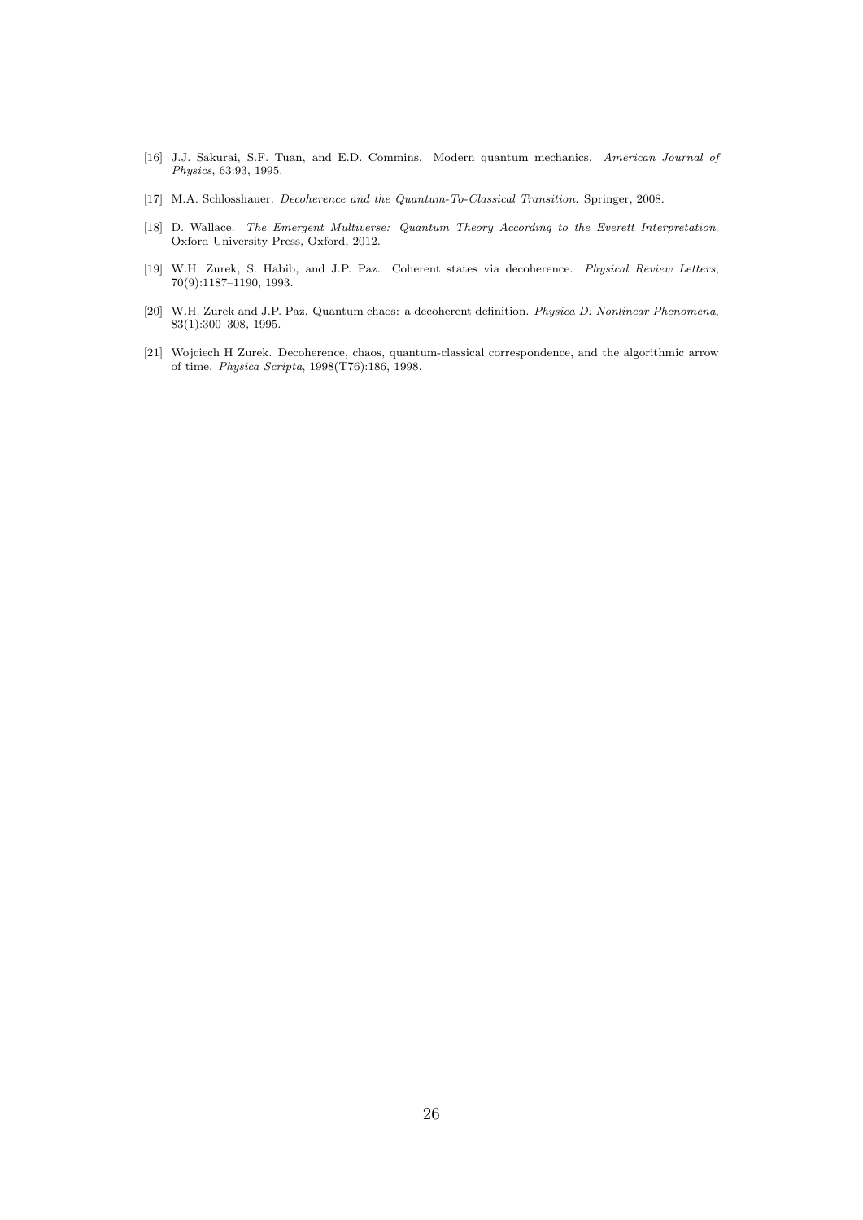[16] J.J. Sakurai, S.F. Tuan, and E.D. Commins. Modern quantum mechanics. *American Journal of Physics*, 63:93, 1995.

[17] M.A. Schlosshauer. *Decoherence and the Quantum-To-Classical Transition*. Springer, 2008.

[18] D. Wallace. *The Emergent Multiverse: Quantum Theory According to the Everett Interpretation*. Oxford University Press, Oxford, 2012.

[19] W.H. Zurek, S. Habib, and J.P. Paz. Coherent states via decoherence. *Physical Review Letters*, 70(9):1187–1190, 1993.

[20] W.H. Zurek and J.P. Paz. Quantum chaos: a decoherent definition. *Physica D: Nonlinear Phenomena*, 83(1):300–308, 1995.

[21] Wojciech H Zurek. Decoherence, chaos, quantum-classical correspondence, and the algorithmic arrow of time. *Physica Scripta*, 1998(T76):186, 1998.